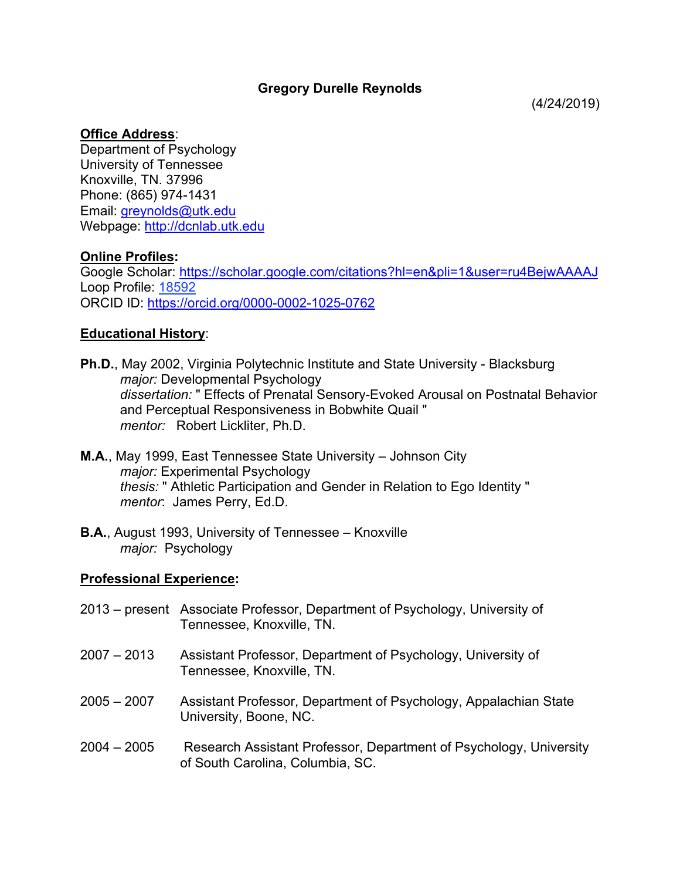# Gregory Durelle Reynolds

(4/24/2019)

**Office Address**:
Department of Psychology
University of Tennessee
Knoxville, TN. 37996
Phone: (865) 974-1431
Email: greynolds@utk.edu
Webpage: http://dcnlab.utk.edu

**Online Profiles:**
Google Scholar: https://scholar.google.com/citations?hl=en&pli=1&user=ru4BejwAAAAJ
Loop Profile: 18592
ORCID ID: https://orcid.org/0000-0002-1025-0762

**Educational History**:

**Ph.D.**, May 2002, Virginia Polytechnic Institute and State University - Blacksburg
*major:* Developmental Psychology
*dissertation:* " Effects of Prenatal Sensory-Evoked Arousal on Postnatal Behavior and Perceptual Responsiveness in Bobwhite Quail "
*mentor:* Robert Lickliter, Ph.D.

**M.A.**, May 1999, East Tennessee State University – Johnson City
*major:* Experimental Psychology
*thesis:* " Athletic Participation and Gender in Relation to Ego Identity "
*mentor*: James Perry, Ed.D.

**B.A.**, August 1993, University of Tennessee – Knoxville
*major:* Psychology

**Professional Experience:**

2013 – present Associate Professor, Department of Psychology, University of Tennessee, Knoxville, TN.

2007 – 2013 Assistant Professor, Department of Psychology, University of Tennessee, Knoxville, TN.

2005 – 2007 Assistant Professor, Department of Psychology, Appalachian State University, Boone, NC.

2004 – 2005 Research Assistant Professor, Department of Psychology, University of South Carolina, Columbia, SC.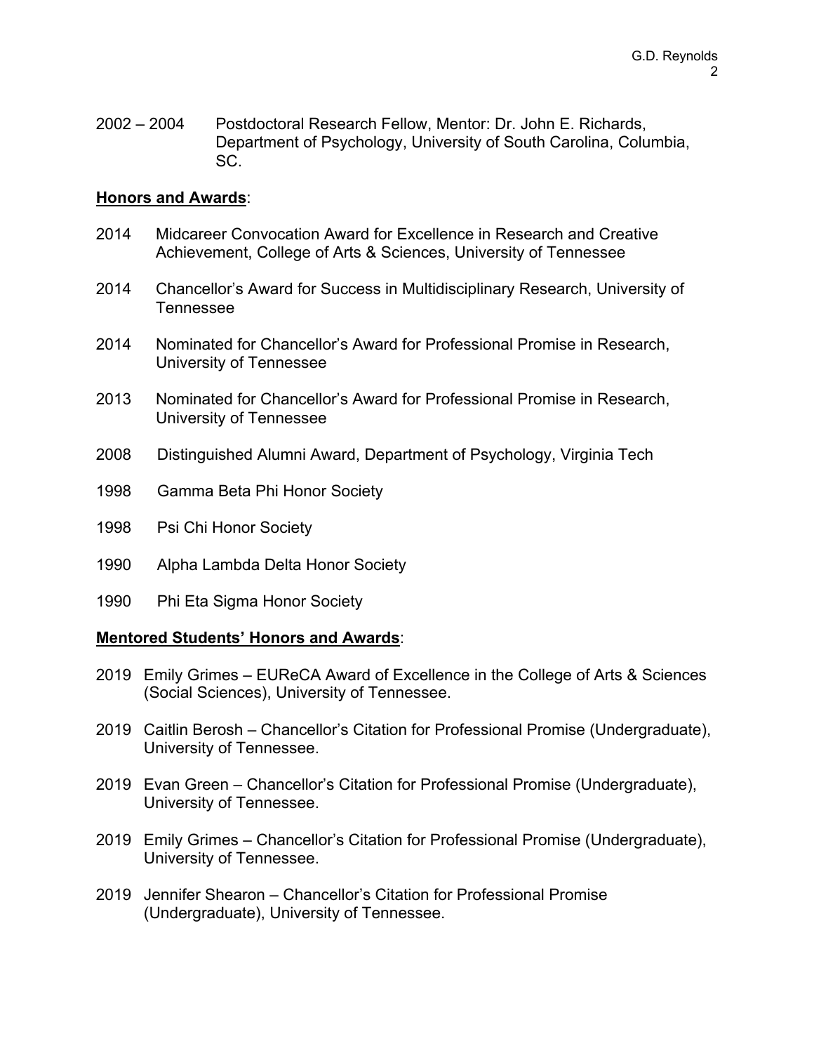2002 – 2004 Postdoctoral Research Fellow, Mentor: Dr. John E. Richards, Department of Psychology, University of South Carolina, Columbia, SC.

**Honors and Awards**:

2014 Midcareer Convocation Award for Excellence in Research and Creative Achievement, College of Arts & Sciences, University of Tennessee

2014 Chancellor's Award for Success in Multidisciplinary Research, University of Tennessee

2014 Nominated for Chancellor's Award for Professional Promise in Research, University of Tennessee

2013 Nominated for Chancellor's Award for Professional Promise in Research, University of Tennessee

2008 Distinguished Alumni Award, Department of Psychology, Virginia Tech

1998 Gamma Beta Phi Honor Society

1998 Psi Chi Honor Society

1990 Alpha Lambda Delta Honor Society

1990 Phi Eta Sigma Honor Society

**Mentored Students' Honors and Awards**:

2019 Emily Grimes – EUReCA Award of Excellence in the College of Arts & Sciences (Social Sciences), University of Tennessee.

2019 Caitlin Berosh – Chancellor's Citation for Professional Promise (Undergraduate), University of Tennessee.

2019 Evan Green – Chancellor's Citation for Professional Promise (Undergraduate), University of Tennessee.

2019 Emily Grimes – Chancellor's Citation for Professional Promise (Undergraduate), University of Tennessee.

2019 Jennifer Shearon – Chancellor's Citation for Professional Promise (Undergraduate), University of Tennessee.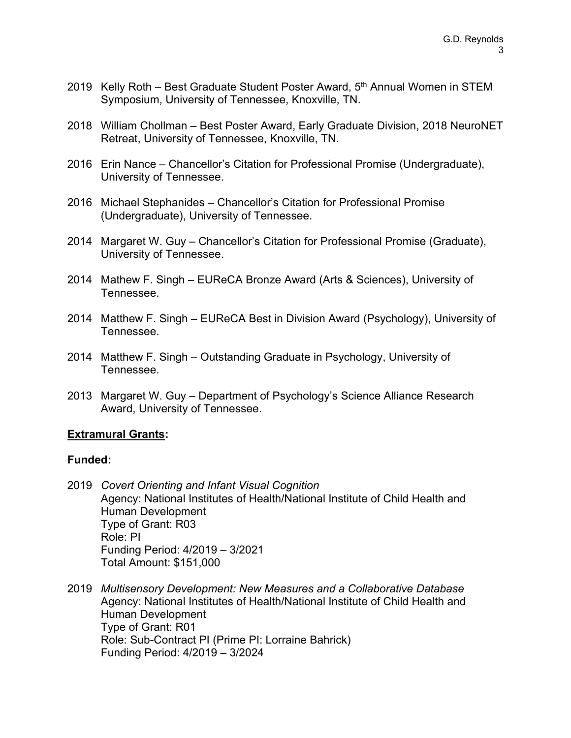2019 Kelly Roth – Best Graduate Student Poster Award, 5th Annual Women in STEM Symposium, University of Tennessee, Knoxville, TN.

2018 William Chollman – Best Poster Award, Early Graduate Division, 2018 NeuroNET Retreat, University of Tennessee, Knoxville, TN.

2016 Erin Nance – Chancellor's Citation for Professional Promise (Undergraduate), University of Tennessee.

2016 Michael Stephanides – Chancellor's Citation for Professional Promise (Undergraduate), University of Tennessee.

2014 Margaret W. Guy – Chancellor's Citation for Professional Promise (Graduate), University of Tennessee.

2014 Mathew F. Singh – EUReCA Bronze Award (Arts & Sciences), University of Tennessee.

2014 Matthew F. Singh – EUReCA Best in Division Award (Psychology), University of Tennessee.

2014 Matthew F. Singh – Outstanding Graduate in Psychology, University of Tennessee.

2013 Margaret W. Guy – Department of Psychology's Science Alliance Research Award, University of Tennessee.

## Extramural Grants:

### Funded:

2019 *Covert Orienting and Infant Visual Cognition*
Agency: National Institutes of Health/National Institute of Child Health and Human Development
Type of Grant: R03
Role: PI
Funding Period: 4/2019 – 3/2021
Total Amount: $151,000

2019 *Multisensory Development: New Measures and a Collaborative Database*
Agency: National Institutes of Health/National Institute of Child Health and Human Development
Type of Grant: R01
Role: Sub-Contract PI (Prime PI: Lorraine Bahrick)
Funding Period: 4/2019 – 3/2024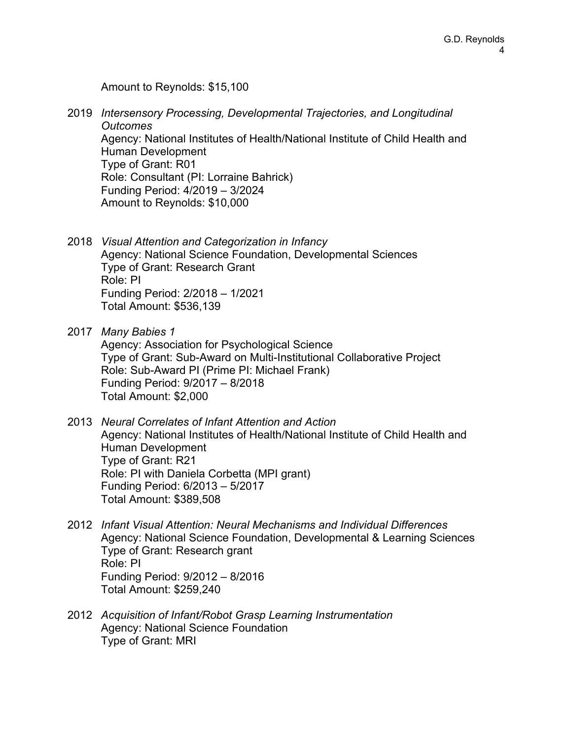Amount to Reynolds: $15,100

2019 *Intersensory Processing, Developmental Trajectories, and Longitudinal Outcomes*
Agency: National Institutes of Health/National Institute of Child Health and Human Development
Type of Grant: R01
Role: Consultant (PI: Lorraine Bahrick)
Funding Period: 4/2019 – 3/2024
Amount to Reynolds: $10,000

2018 *Visual Attention and Categorization in Infancy*
Agency: National Science Foundation, Developmental Sciences
Type of Grant: Research Grant
Role: PI
Funding Period: 2/2018 – 1/2021
Total Amount: $536,139

2017 *Many Babies 1*
Agency: Association for Psychological Science
Type of Grant: Sub-Award on Multi-Institutional Collaborative Project
Role: Sub-Award PI (Prime PI: Michael Frank)
Funding Period: 9/2017 – 8/2018
Total Amount: $2,000

2013 *Neural Correlates of Infant Attention and Action*
Agency: National Institutes of Health/National Institute of Child Health and Human Development
Type of Grant: R21
Role: PI with Daniela Corbetta (MPI grant)
Funding Period: 6/2013 – 5/2017
Total Amount: $389,508

2012 *Infant Visual Attention: Neural Mechanisms and Individual Differences*
Agency: National Science Foundation, Developmental & Learning Sciences
Type of Grant: Research grant
Role: PI
Funding Period: 9/2012 – 8/2016
Total Amount: $259,240

2012 *Acquisition of Infant/Robot Grasp Learning Instrumentation*
Agency: National Science Foundation
Type of Grant: MRI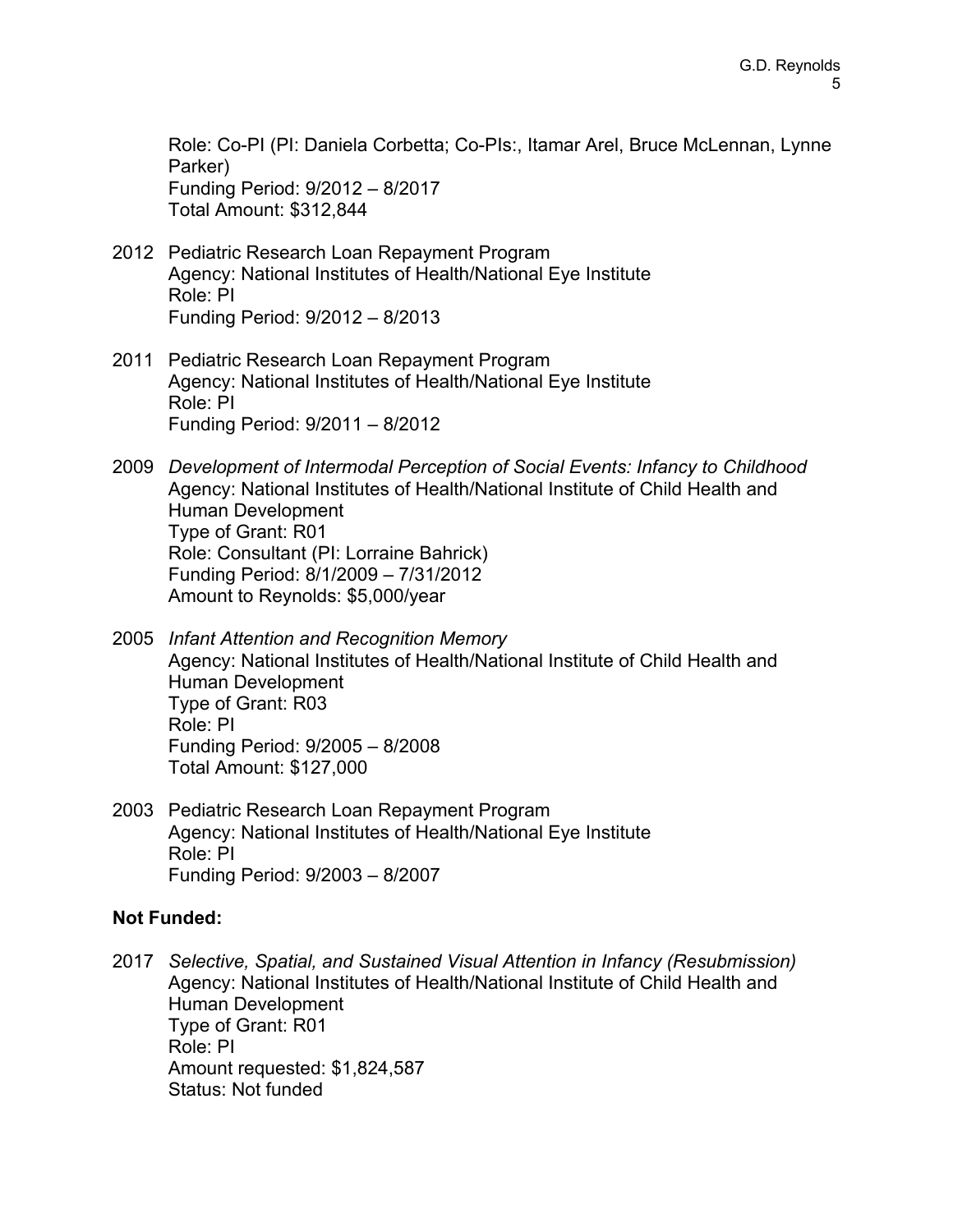Role: Co-PI (PI: Daniela Corbetta; Co-PIs:, Itamar Arel, Bruce McLennan, Lynne Parker)
Funding Period: 9/2012 – 8/2017
Total Amount: $312,844

2012 Pediatric Research Loan Repayment Program
Agency: National Institutes of Health/National Eye Institute
Role: PI
Funding Period: 9/2012 – 8/2013

2011 Pediatric Research Loan Repayment Program
Agency: National Institutes of Health/National Eye Institute
Role: PI
Funding Period: 9/2011 – 8/2012

2009 *Development of Intermodal Perception of Social Events: Infancy to Childhood*
Agency: National Institutes of Health/National Institute of Child Health and Human Development
Type of Grant: R01
Role: Consultant (PI: Lorraine Bahrick)
Funding Period: 8/1/2009 – 7/31/2012
Amount to Reynolds: $5,000/year

2005 *Infant Attention and Recognition Memory*
Agency: National Institutes of Health/National Institute of Child Health and Human Development
Type of Grant: R03
Role: PI
Funding Period: 9/2005 – 8/2008
Total Amount: $127,000

2003 Pediatric Research Loan Repayment Program
Agency: National Institutes of Health/National Eye Institute
Role: PI
Funding Period: 9/2003 – 8/2007

**Not Funded:**

2017 *Selective, Spatial, and Sustained Visual Attention in Infancy (Resubmission)*
Agency: National Institutes of Health/National Institute of Child Health and Human Development
Type of Grant: R01
Role: PI
Amount requested: $1,824,587
Status: Not funded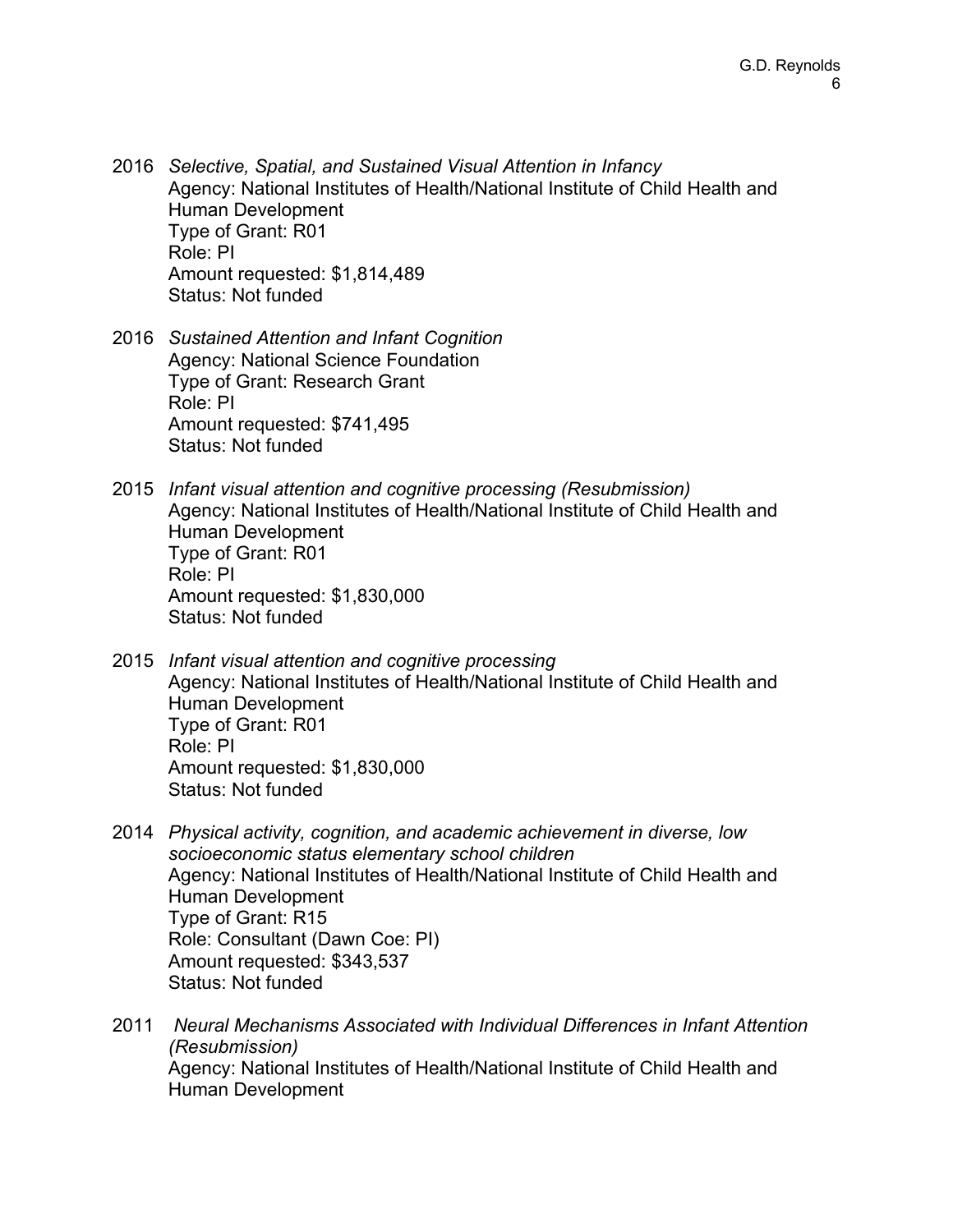2016 *Selective, Spatial, and Sustained Visual Attention in Infancy*
Agency: National Institutes of Health/National Institute of Child Health and Human Development
Type of Grant: R01
Role: PI
Amount requested: $1,814,489
Status: Not funded

2016 *Sustained Attention and Infant Cognition*
Agency: National Science Foundation
Type of Grant: Research Grant
Role: PI
Amount requested: $741,495
Status: Not funded

2015 *Infant visual attention and cognitive processing (Resubmission)*
Agency: National Institutes of Health/National Institute of Child Health and Human Development
Type of Grant: R01
Role: PI
Amount requested: $1,830,000
Status: Not funded

2015 *Infant visual attention and cognitive processing*
Agency: National Institutes of Health/National Institute of Child Health and Human Development
Type of Grant: R01
Role: PI
Amount requested: $1,830,000
Status: Not funded

2014 *Physical activity, cognition, and academic achievement in diverse, low socioeconomic status elementary school children*
Agency: National Institutes of Health/National Institute of Child Health and Human Development
Type of Grant: R15
Role: Consultant (Dawn Coe: PI)
Amount requested: $343,537
Status: Not funded

2011 *Neural Mechanisms Associated with Individual Differences in Infant Attention (Resubmission)*
Agency: National Institutes of Health/National Institute of Child Health and Human Development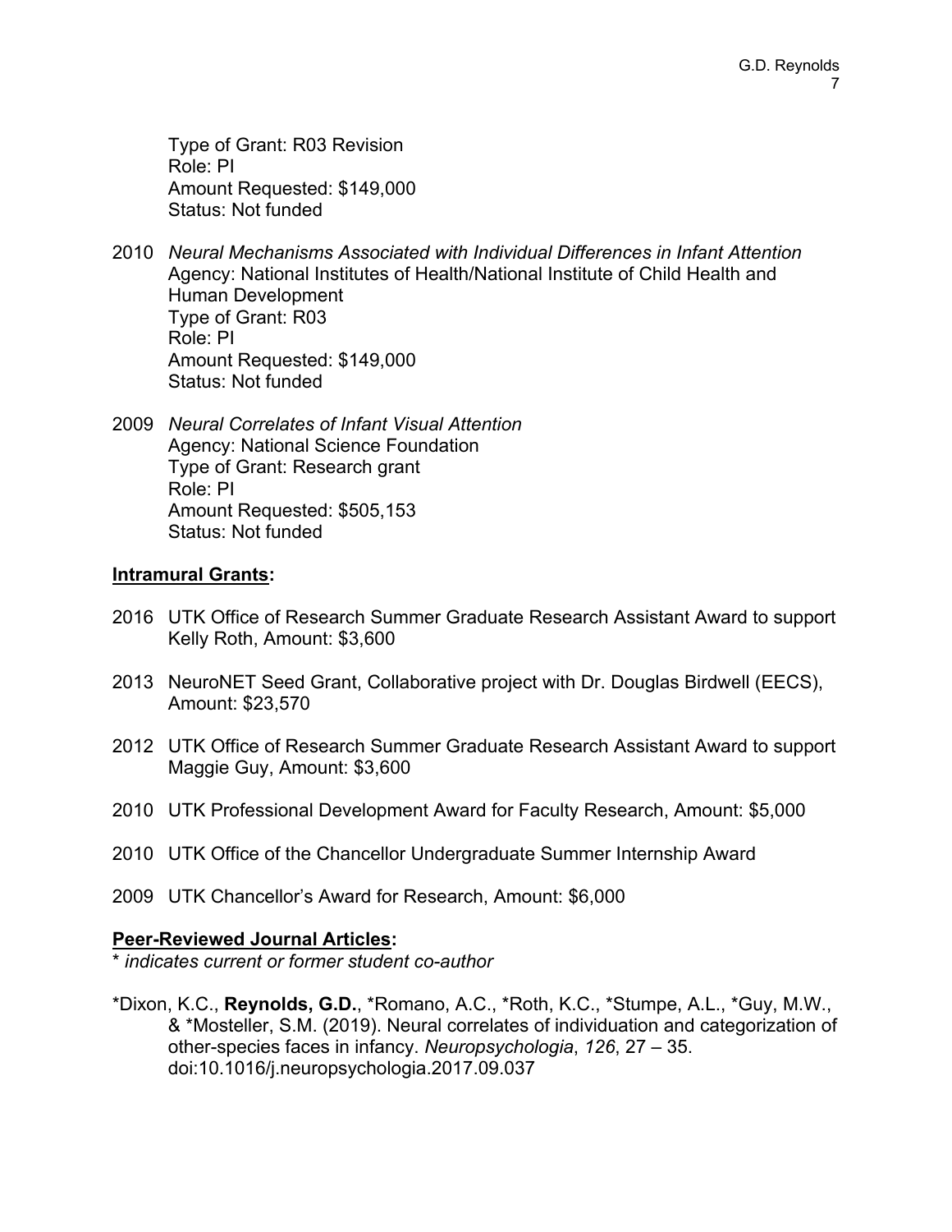Type of Grant: R03 Revision
Role: PI
Amount Requested: $149,000
Status: Not funded

2010 *Neural Mechanisms Associated with Individual Differences in Infant Attention*
Agency: National Institutes of Health/National Institute of Child Health and Human Development
Type of Grant: R03
Role: PI
Amount Requested: $149,000
Status: Not funded

2009 *Neural Correlates of Infant Visual Attention*
Agency: National Science Foundation
Type of Grant: Research grant
Role: PI
Amount Requested: $505,153
Status: Not funded

## **Intramural Grants:**

2016 UTK Office of Research Summer Graduate Research Assistant Award to support Kelly Roth, Amount: $3,600

2013 NeuroNET Seed Grant, Collaborative project with Dr. Douglas Birdwell (EECS), Amount: $23,570

2012 UTK Office of Research Summer Graduate Research Assistant Award to support Maggie Guy, Amount: $3,600

2010 UTK Professional Development Award for Faculty Research, Amount: $5,000

2010 UTK Office of the Chancellor Undergraduate Summer Internship Award

2009 UTK Chancellor's Award for Research, Amount: $6,000

## **Peer-Reviewed Journal Articles:**

* *indicates current or former student co-author*

*Dixon, K.C., **Reynolds, G.D.**, *Romano, A.C., *Roth, K.C., *Stumpe, A.L., *Guy, M.W., & *Mosteller, S.M. (2019). Neural correlates of individuation and categorization of other-species faces in infancy. *Neuropsychologia*, *126*, 27 – 35. doi:10.1016/j.neuropsychologia.2017.09.037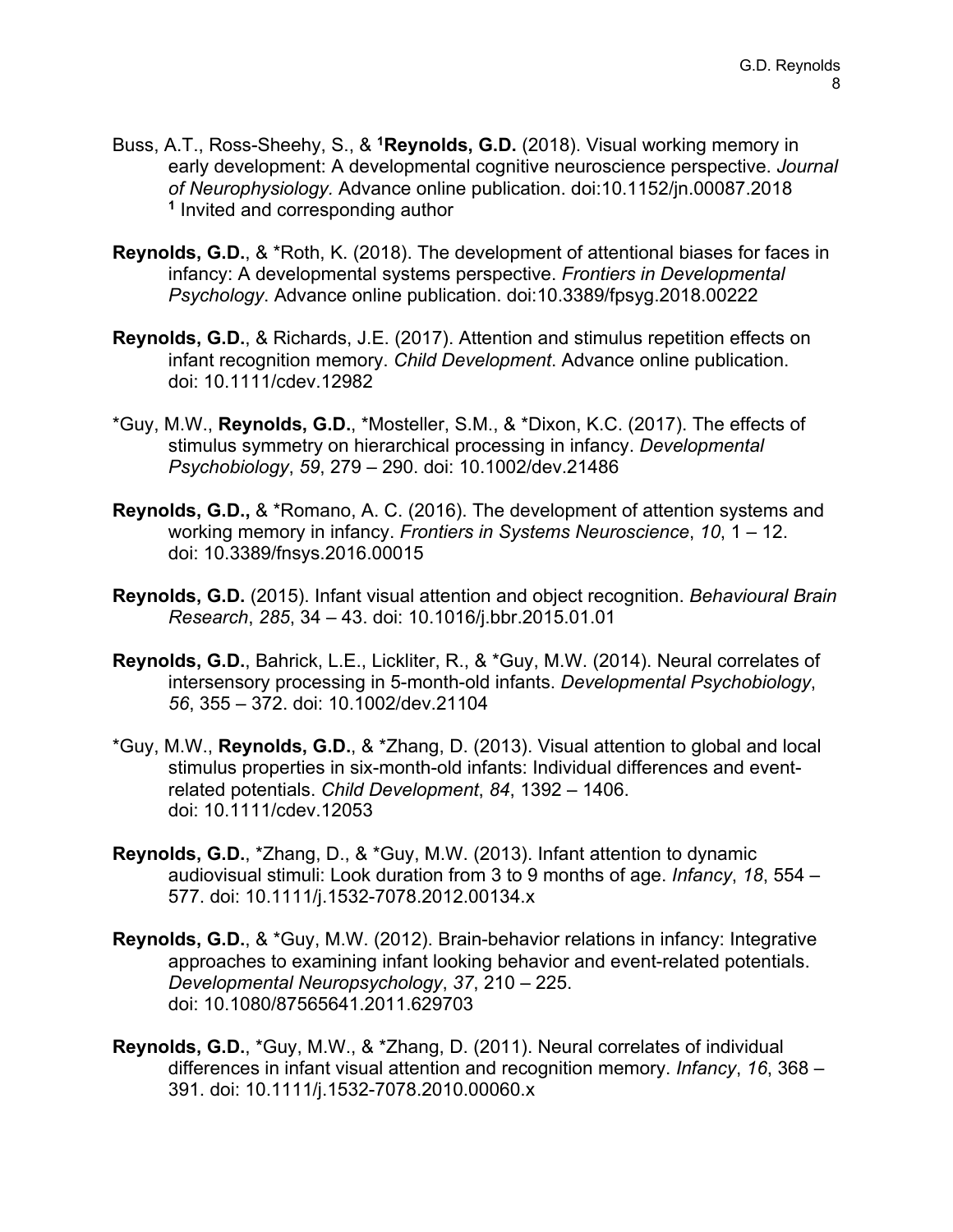Buss, A.T., Ross-Sheehy, S., & [1]**Reynolds, G.D.** (2018). Visual working memory in early development: A developmental cognitive neuroscience perspective. *Journal of Neurophysiology*. Advance online publication. doi:10.1152/jn.00087.2018
[1] Invited and corresponding author

**Reynolds, G.D.**, & *Roth, K. (2018). The development of attentional biases for faces in infancy: A developmental systems perspective. *Frontiers in Developmental Psychology*. Advance online publication. doi:10.3389/fpsyg.2018.00222

**Reynolds, G.D.**, & Richards, J.E. (2017). Attention and stimulus repetition effects on infant recognition memory. *Child Development*. Advance online publication. doi: 10.1111/cdev.12982

*Guy, M.W., **Reynolds, G.D.**, *Mosteller, S.M., & *Dixon, K.C. (2017). The effects of stimulus symmetry on hierarchical processing in infancy. *Developmental Psychobiology*, *59*, 279 – 290. doi: 10.1002/dev.21486

**Reynolds, G.D.,** & *Romano, A. C. (2016). The development of attention systems and working memory in infancy. *Frontiers in Systems Neuroscience*, *10*, 1 – 12. doi: 10.3389/fnsys.2016.00015

**Reynolds, G.D.** (2015). Infant visual attention and object recognition. *Behavioural Brain Research*, *285*, 34 – 43. doi: 10.1016/j.bbr.2015.01.01

**Reynolds, G.D.**, Bahrick, L.E., Lickliter, R., & *Guy, M.W. (2014). Neural correlates of intersensory processing in 5-month-old infants. *Developmental Psychobiology*, *56*, 355 – 372. doi: 10.1002/dev.21104

*Guy, M.W., **Reynolds, G.D.**, & *Zhang, D. (2013). Visual attention to global and local stimulus properties in six-month-old infants: Individual differences and event-related potentials. *Child Development*, *84*, 1392 – 1406. doi: 10.1111/cdev.12053

**Reynolds, G.D.**, *Zhang, D., & *Guy, M.W. (2013). Infant attention to dynamic audiovisual stimuli: Look duration from 3 to 9 months of age. *Infancy*, *18*, 554 – 577. doi: 10.1111/j.1532-7078.2012.00134.x

**Reynolds, G.D.**, & *Guy, M.W. (2012). Brain-behavior relations in infancy: Integrative approaches to examining infant looking behavior and event-related potentials. *Developmental Neuropsychology*, *37*, 210 – 225. doi: 10.1080/87565641.2011.629703

**Reynolds, G.D.**, *Guy, M.W., & *Zhang, D. (2011). Neural correlates of individual differences in infant visual attention and recognition memory. *Infancy*, *16*, 368 – 391. doi: 10.1111/j.1532-7078.2010.00060.x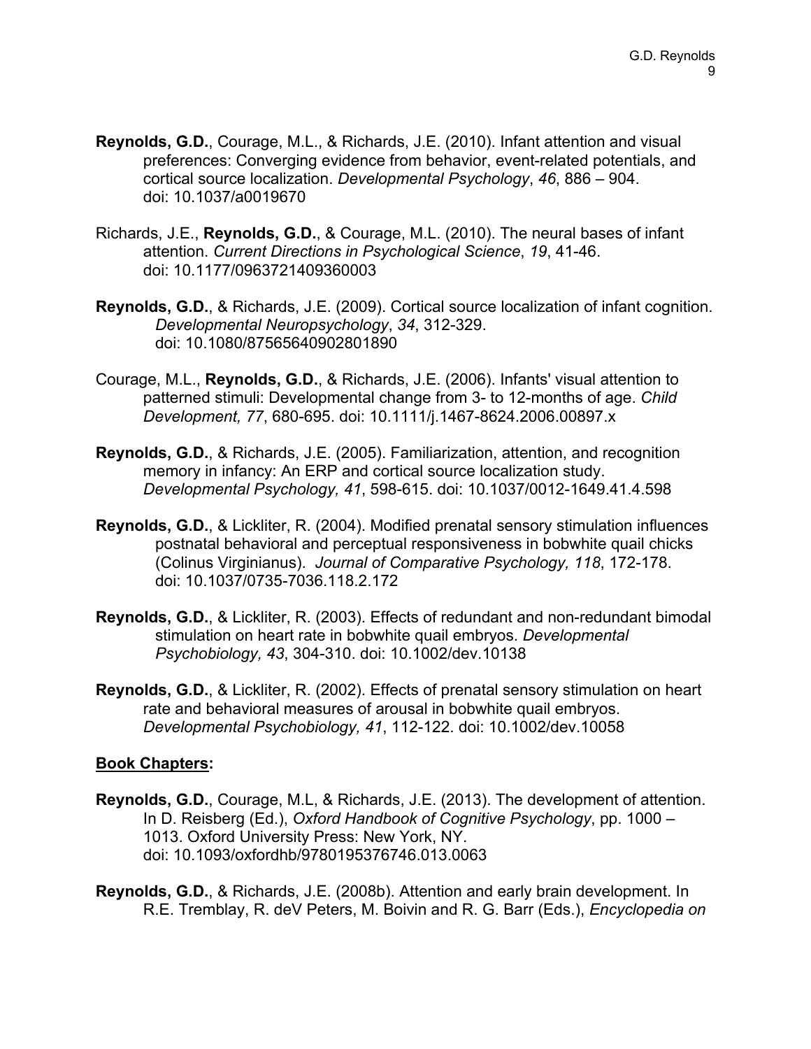**Reynolds, G.D.**, Courage, M.L., & Richards, J.E. (2010). Infant attention and visual preferences: Converging evidence from behavior, event-related potentials, and cortical source localization. *Developmental Psychology*, *46*, 886 – 904. doi: 10.1037/a0019670

Richards, J.E., **Reynolds, G.D.**, & Courage, M.L. (2010). The neural bases of infant attention. *Current Directions in Psychological Science*, *19*, 41-46. doi: 10.1177/0963721409360003

**Reynolds, G.D.**, & Richards, J.E. (2009). Cortical source localization of infant cognition. *Developmental Neuropsychology*, *34*, 312-329. doi: 10.1080/87565640902801890

Courage, M.L., **Reynolds, G.D.**, & Richards, J.E. (2006). Infants' visual attention to patterned stimuli: Developmental change from 3- to 12-months of age. *Child Development, 77*, 680-695. doi: 10.1111/j.1467-8624.2006.00897.x

**Reynolds, G.D.**, & Richards, J.E. (2005). Familiarization, attention, and recognition memory in infancy: An ERP and cortical source localization study. *Developmental Psychology, 41*, 598-615. doi: 10.1037/0012-1649.41.4.598

**Reynolds, G.D.**, & Lickliter, R. (2004). Modified prenatal sensory stimulation influences postnatal behavioral and perceptual responsiveness in bobwhite quail chicks (Colinus Virginianus). *Journal of Comparative Psychology, 118*, 172-178. doi: 10.1037/0735-7036.118.2.172

**Reynolds, G.D.**, & Lickliter, R. (2003). Effects of redundant and non-redundant bimodal stimulation on heart rate in bobwhite quail embryos. *Developmental Psychobiology, 43*, 304-310. doi: 10.1002/dev.10138

**Reynolds, G.D.**, & Lickliter, R. (2002). Effects of prenatal sensory stimulation on heart rate and behavioral measures of arousal in bobwhite quail embryos. *Developmental Psychobiology, 41*, 112-122. doi: 10.1002/dev.10058

**Book Chapters:**

**Reynolds, G.D.**, Courage, M.L, & Richards, J.E. (2013). The development of attention. In D. Reisberg (Ed.), *Oxford Handbook of Cognitive Psychology*, pp. 1000 – 1013. Oxford University Press: New York, NY. doi: 10.1093/oxfordhb/9780195376746.013.0063

**Reynolds, G.D.**, & Richards, J.E. (2008b). Attention and early brain development. In R.E. Tremblay, R. deV Peters, M. Boivin and R. G. Barr (Eds.), *Encyclopedia on*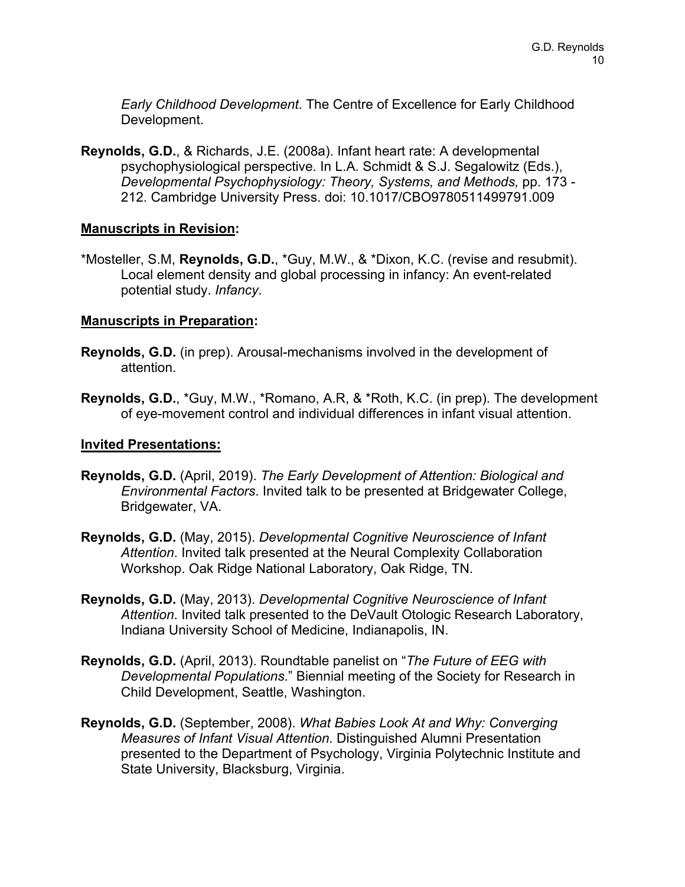*Early Childhood Development*. The Centre of Excellence for Early Childhood Development.

**Reynolds, G.D.**, & Richards, J.E. (2008a). Infant heart rate: A developmental psychophysiological perspective. In L.A. Schmidt & S.J. Segalowitz (Eds.), *Developmental Psychophysiology: Theory, Systems, and Methods,* pp. 173 - 212. Cambridge University Press. doi: 10.1017/CBO9780511499791.009

**<u>Manuscripts in Revision</u>:**

*Mosteller, S.M, **Reynolds, G.D.**, *Guy, M.W., & *Dixon, K.C. (revise and resubmit). Local element density and global processing in infancy: An event-related potential study. *Infancy*.

**<u>Manuscripts in Preparation</u>:**

**Reynolds, G.D.** (in prep). Arousal-mechanisms involved in the development of attention.

**Reynolds, G.D.**, *Guy, M.W., *Romano, A.R, & *Roth, K.C. (in prep). The development of eye-movement control and individual differences in infant visual attention.

**<u>Invited Presentations:</u>**

**Reynolds, G.D.** (April, 2019). *The Early Development of Attention: Biological and Environmental Factors*. Invited talk to be presented at Bridgewater College, Bridgewater, VA.

**Reynolds, G.D.** (May, 2015). *Developmental Cognitive Neuroscience of Infant Attention*. Invited talk presented at the Neural Complexity Collaboration Workshop. Oak Ridge National Laboratory, Oak Ridge, TN.

**Reynolds, G.D.** (May, 2013). *Developmental Cognitive Neuroscience of Infant Attention*. Invited talk presented to the DeVault Otologic Research Laboratory, Indiana University School of Medicine, Indianapolis, IN.

**Reynolds, G.D.** (April, 2013). Roundtable panelist on "*The Future of EEG with Developmental Populations*." Biennial meeting of the Society for Research in Child Development, Seattle, Washington.

**Reynolds, G.D.** (September, 2008). *What Babies Look At and Why: Converging Measures of Infant Visual Attention*. Distinguished Alumni Presentation presented to the Department of Psychology, Virginia Polytechnic Institute and State University, Blacksburg, Virginia.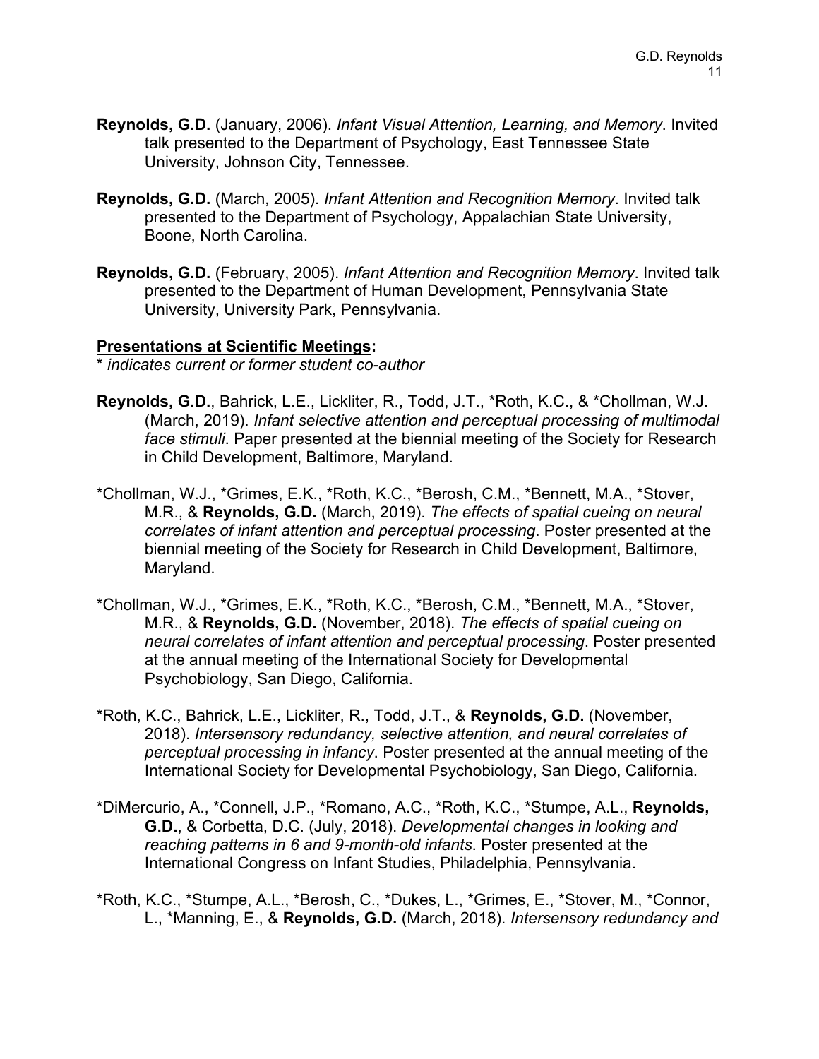**Reynolds, G.D.** (January, 2006). *Infant Visual Attention, Learning, and Memory*. Invited talk presented to the Department of Psychology, East Tennessee State University, Johnson City, Tennessee.

**Reynolds, G.D.** (March, 2005). *Infant Attention and Recognition Memory*. Invited talk presented to the Department of Psychology, Appalachian State University, Boone, North Carolina.

**Reynolds, G.D.** (February, 2005). *Infant Attention and Recognition Memory*. Invited talk presented to the Department of Human Development, Pennsylvania State University, University Park, Pennsylvania.

**Presentations at Scientific Meetings:**

\* *indicates current or former student co-author*

**Reynolds, G.D.**, Bahrick, L.E., Lickliter, R., Todd, J.T., *Roth, K.C., & *Chollman, W.J. (March, 2019). *Infant selective attention and perceptual processing of multimodal face stimuli*. Paper presented at the biennial meeting of the Society for Research in Child Development, Baltimore, Maryland.

*Chollman, W.J., *Grimes, E.K., *Roth, K.C., *Berosh, C.M., *Bennett, M.A., *Stover, M.R., & **Reynolds, G.D.** (March, 2019). *The effects of spatial cueing on neural correlates of infant attention and perceptual processing*. Poster presented at the biennial meeting of the Society for Research in Child Development, Baltimore, Maryland.

*Chollman, W.J., *Grimes, E.K., *Roth, K.C., *Berosh, C.M., *Bennett, M.A., *Stover, M.R., & **Reynolds, G.D.** (November, 2018). *The effects of spatial cueing on neural correlates of infant attention and perceptual processing*. Poster presented at the annual meeting of the International Society for Developmental Psychobiology, San Diego, California.

*Roth, K.C., Bahrick, L.E., Lickliter, R., Todd, J.T., & **Reynolds, G.D.** (November, 2018). *Intersensory redundancy, selective attention, and neural correlates of perceptual processing in infancy*. Poster presented at the annual meeting of the International Society for Developmental Psychobiology, San Diego, California.

*DiMercurio, A., *Connell, J.P., *Romano, A.C., *Roth, K.C., *Stumpe, A.L., **Reynolds, G.D.**, & Corbetta, D.C. (July, 2018). *Developmental changes in looking and reaching patterns in 6 and 9-month-old infants*. Poster presented at the International Congress on Infant Studies, Philadelphia, Pennsylvania.

*Roth, K.C., *Stumpe, A.L., *Berosh, C., *Dukes, L., *Grimes, E., *Stover, M., *Connor, L., *Manning, E., & **Reynolds, G.D.** (March, 2018). *Intersensory redundancy and*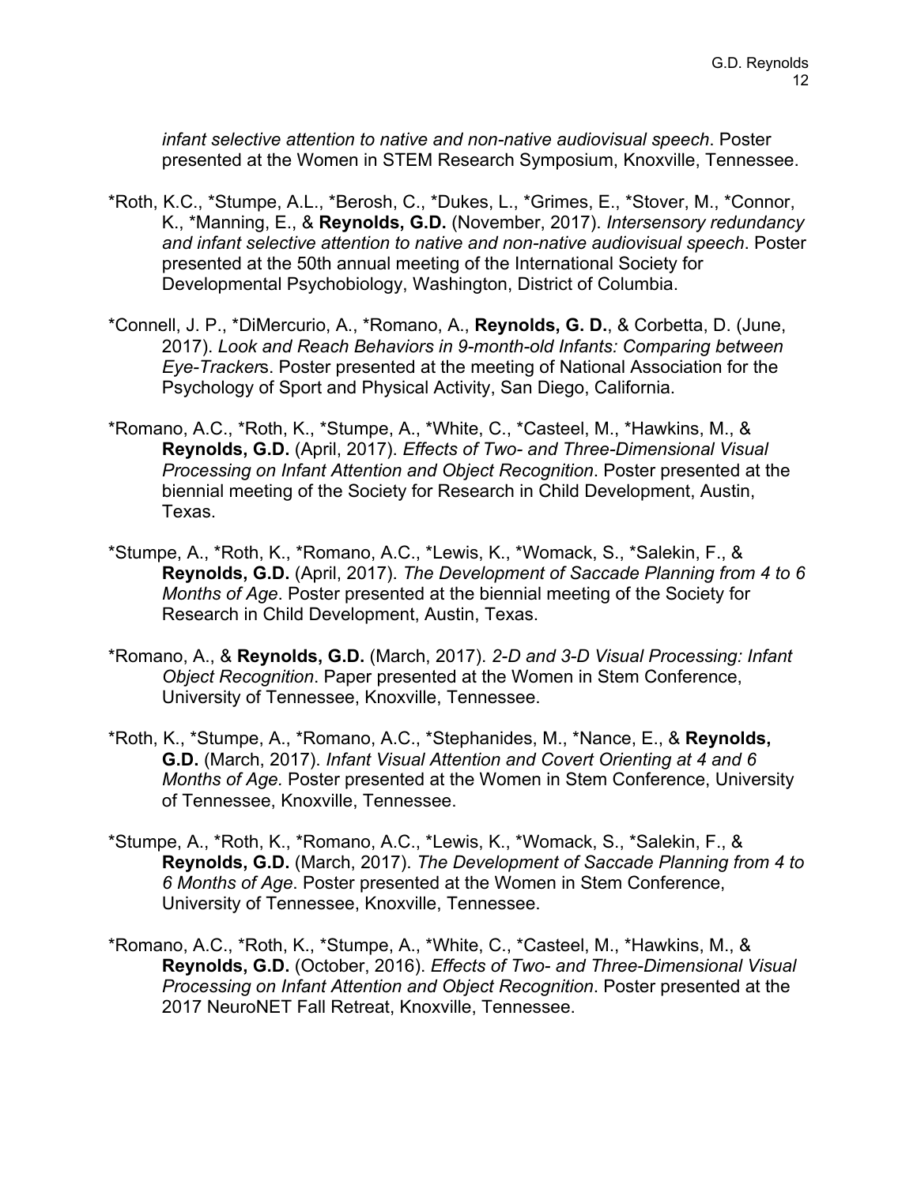*infant selective attention to native and non-native audiovisual speech*. Poster presented at the Women in STEM Research Symposium, Knoxville, Tennessee.

*Roth, K.C., *Stumpe, A.L., *Berosh, C., *Dukes, L., *Grimes, E., *Stover, M., *Connor, K., *Manning, E., & **Reynolds, G.D.** (November, 2017). *Intersensory redundancy and infant selective attention to native and non-native audiovisual speech*. Poster presented at the 50th annual meeting of the International Society for Developmental Psychobiology, Washington, District of Columbia.

*Connell, J. P., *DiMercurio, A., *Romano, A., **Reynolds, G. D.**, & Corbetta, D. (June, 2017). *Look and Reach Behaviors in 9-month-old Infants: Comparing between Eye-Tracker*s. Poster presented at the meeting of National Association for the Psychology of Sport and Physical Activity, San Diego, California.

*Romano, A.C., *Roth, K., *Stumpe, A., *White, C., *Casteel, M., *Hawkins, M., & **Reynolds, G.D.** (April, 2017). *Effects of Two- and Three-Dimensional Visual Processing on Infant Attention and Object Recognition*. Poster presented at the biennial meeting of the Society for Research in Child Development, Austin, Texas.

*Stumpe, A., *Roth, K., *Romano, A.C., *Lewis, K., *Womack, S., *Salekin, F., & **Reynolds, G.D.** (April, 2017). *The Development of Saccade Planning from 4 to 6 Months of Age*. Poster presented at the biennial meeting of the Society for Research in Child Development, Austin, Texas.

*Romano, A., & **Reynolds, G.D.** (March, 2017). *2-D and 3-D Visual Processing: Infant Object Recognition*. Paper presented at the Women in Stem Conference, University of Tennessee, Knoxville, Tennessee.

*Roth, K., *Stumpe, A., *Romano, A.C., *Stephanides, M., *Nance, E., & **Reynolds, G.D.** (March, 2017). *Infant Visual Attention and Covert Orienting at 4 and 6 Months of Age.* Poster presented at the Women in Stem Conference, University of Tennessee, Knoxville, Tennessee.

*Stumpe, A., *Roth, K., *Romano, A.C., *Lewis, K., *Womack, S., *Salekin, F., & **Reynolds, G.D.** (March, 2017). *The Development of Saccade Planning from 4 to 6 Months of Age*. Poster presented at the Women in Stem Conference, University of Tennessee, Knoxville, Tennessee.

*Romano, A.C., *Roth, K., *Stumpe, A., *White, C., *Casteel, M., *Hawkins, M., & **Reynolds, G.D.** (October, 2016). *Effects of Two- and Three-Dimensional Visual Processing on Infant Attention and Object Recognition*. Poster presented at the 2017 NeuroNET Fall Retreat, Knoxville, Tennessee.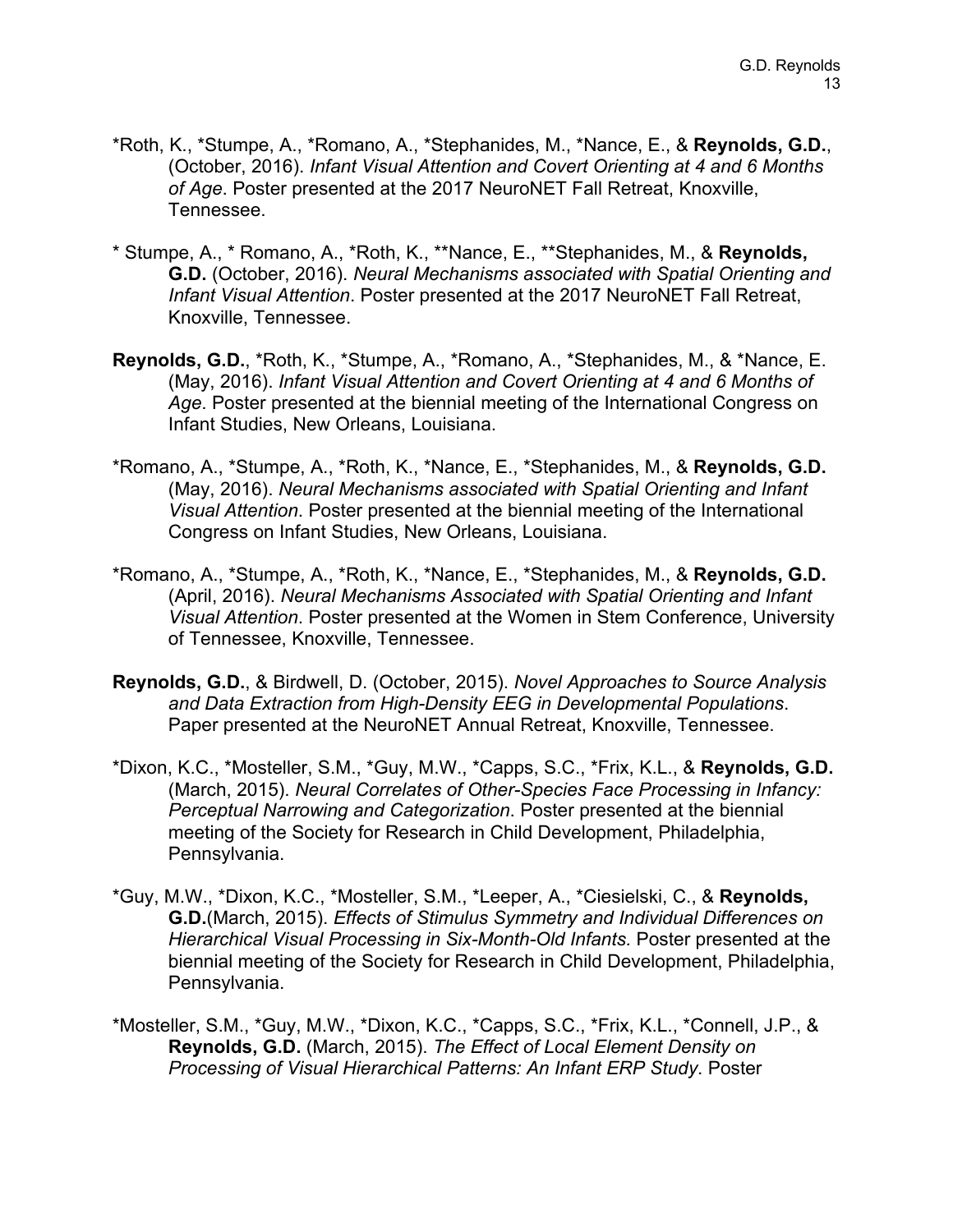*Roth, K., *Stumpe, A., *Romano, A., *Stephanides, M., *Nance, E., & **Reynolds, G.D.**, (October, 2016). *Infant Visual Attention and Covert Orienting at 4 and 6 Months of Age*. Poster presented at the 2017 NeuroNET Fall Retreat, Knoxville, Tennessee.

* Stumpe, A., * Romano, A., *Roth, K., **Nance, E., **Stephanides, M., & **Reynolds, G.D.** (October, 2016). *Neural Mechanisms associated with Spatial Orienting and Infant Visual Attention*. Poster presented at the 2017 NeuroNET Fall Retreat, Knoxville, Tennessee.

**Reynolds, G.D.**, *Roth, K., *Stumpe, A., *Romano, A., *Stephanides, M., & *Nance, E. (May, 2016). *Infant Visual Attention and Covert Orienting at 4 and 6 Months of Age*. Poster presented at the biennial meeting of the International Congress on Infant Studies, New Orleans, Louisiana.

*Romano, A., *Stumpe, A., *Roth, K., *Nance, E., *Stephanides, M., & **Reynolds, G.D.** (May, 2016). *Neural Mechanisms associated with Spatial Orienting and Infant Visual Attention.* Poster presented at the biennial meeting of the International Congress on Infant Studies, New Orleans, Louisiana.

*Romano, A., *Stumpe, A., *Roth, K., *Nance, E., *Stephanides, M., & **Reynolds, G.D.** (April, 2016). *Neural Mechanisms Associated with Spatial Orienting and Infant Visual Attention.* Poster presented at the Women in Stem Conference, University of Tennessee, Knoxville, Tennessee.

**Reynolds, G.D.**, & Birdwell, D. (October, 2015). *Novel Approaches to Source Analysis and Data Extraction from High-Density EEG in Developmental Populations*. Paper presented at the NeuroNET Annual Retreat, Knoxville, Tennessee.

*Dixon, K.C., *Mosteller, S.M., *Guy, M.W., *Capps, S.C., *Frix, K.L., & **Reynolds, G.D.** (March, 2015). *Neural Correlates of Other-Species Face Processing in Infancy: Perceptual Narrowing and Categorization*. Poster presented at the biennial meeting of the Society for Research in Child Development, Philadelphia, Pennsylvania.

*Guy, M.W., *Dixon, K.C., *Mosteller, S.M., *Leeper, A., *Ciesielski, C., & **Reynolds, G.D.**(March, 2015). *Effects of Stimulus Symmetry and Individual Differences on Hierarchical Visual Processing in Six-Month-Old Infants.* Poster presented at the biennial meeting of the Society for Research in Child Development, Philadelphia, Pennsylvania.

*Mosteller, S.M., *Guy, M.W., *Dixon, K.C., *Capps, S.C., *Frix, K.L., *Connell, J.P., & **Reynolds, G.D.** (March, 2015). *The Effect of Local Element Density on Processing of Visual Hierarchical Patterns: An Infant ERP Study*. Poster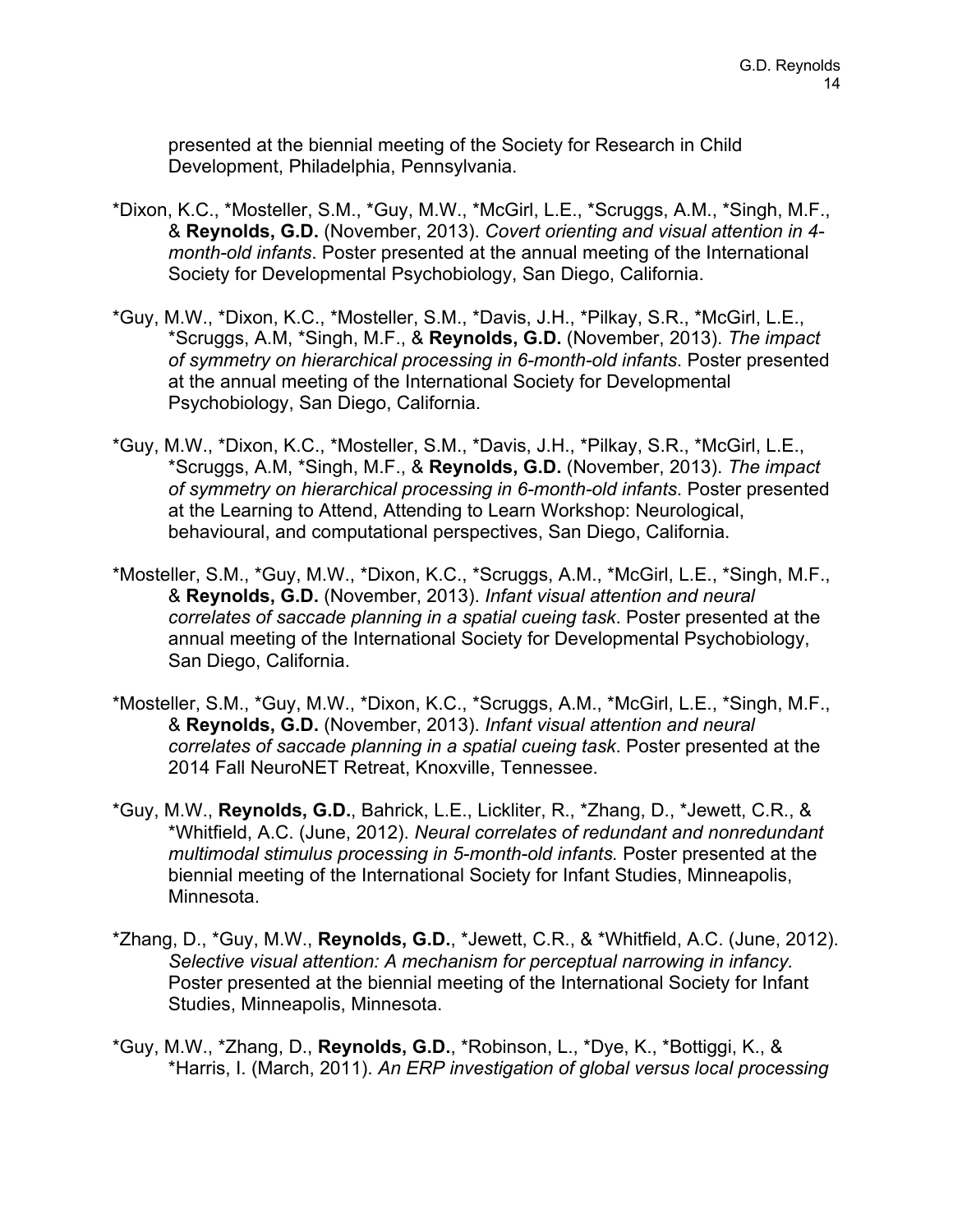presented at the biennial meeting of the Society for Research in Child Development, Philadelphia, Pennsylvania.

*Dixon, K.C., *Mosteller, S.M., *Guy, M.W., *McGirl, L.E., *Scruggs, A.M., *Singh, M.F., & **Reynolds, G.D.** (November, 2013). *Covert orienting and visual attention in 4-month-old infants*. Poster presented at the annual meeting of the International Society for Developmental Psychobiology, San Diego, California.

*Guy, M.W., *Dixon, K.C., *Mosteller, S.M., *Davis, J.H., *Pilkay, S.R., *McGirl, L.E., *Scruggs, A.M, *Singh, M.F., & **Reynolds, G.D.** (November, 2013). *The impact of symmetry on hierarchical processing in 6-month-old infants*. Poster presented at the annual meeting of the International Society for Developmental Psychobiology, San Diego, California.

*Guy, M.W., *Dixon, K.C., *Mosteller, S.M., *Davis, J.H., *Pilkay, S.R., *McGirl, L.E., *Scruggs, A.M, *Singh, M.F., & **Reynolds, G.D.** (November, 2013). *The impact of symmetry on hierarchical processing in 6-month-old infants*. Poster presented at the Learning to Attend, Attending to Learn Workshop: Neurological, behavioural, and computational perspectives, San Diego, California.

*Mosteller, S.M., *Guy, M.W., *Dixon, K.C., *Scruggs, A.M., *McGirl, L.E., *Singh, M.F., & **Reynolds, G.D.** (November, 2013). *Infant visual attention and neural correlates of saccade planning in a spatial cueing task*. Poster presented at the annual meeting of the International Society for Developmental Psychobiology, San Diego, California.

*Mosteller, S.M., *Guy, M.W., *Dixon, K.C., *Scruggs, A.M., *McGirl, L.E., *Singh, M.F., & **Reynolds, G.D.** (November, 2013). *Infant visual attention and neural correlates of saccade planning in a spatial cueing task*. Poster presented at the 2014 Fall NeuroNET Retreat, Knoxville, Tennessee.

*Guy, M.W., **Reynolds, G.D.**, Bahrick, L.E., Lickliter, R., *Zhang, D., *Jewett, C.R., & *Whitfield, A.C. (June, 2012). *Neural correlates of redundant and nonredundant multimodal stimulus processing in 5-month-old infants.* Poster presented at the biennial meeting of the International Society for Infant Studies, Minneapolis, Minnesota.

*Zhang, D., *Guy, M.W., **Reynolds, G.D.**, *Jewett, C.R., & *Whitfield, A.C. (June, 2012). *Selective visual attention: A mechanism for perceptual narrowing in infancy.* Poster presented at the biennial meeting of the International Society for Infant Studies, Minneapolis, Minnesota.

*Guy, M.W., *Zhang, D., **Reynolds, G.D.**, *Robinson, L., *Dye, K., *Bottiggi, K., & *Harris, I. (March, 2011). *An ERP investigation of global versus local processing*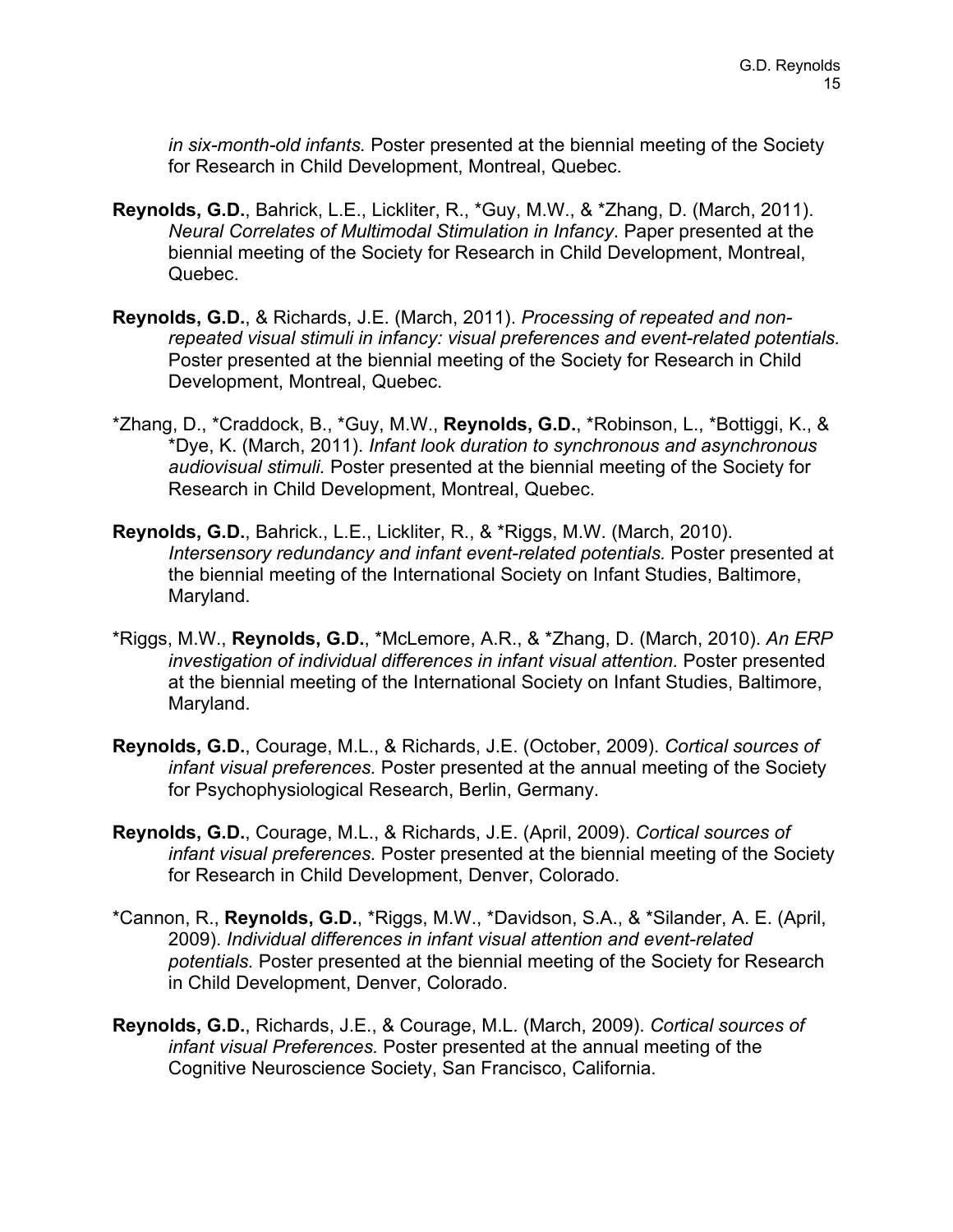*in six-month-old infants.* Poster presented at the biennial meeting of the Society for Research in Child Development, Montreal, Quebec.

**Reynolds, G.D.**, Bahrick, L.E., Lickliter, R., *Guy, M.W., & *Zhang, D. (March, 2011). *Neural Correlates of Multimodal Stimulation in Infancy*. Paper presented at the biennial meeting of the Society for Research in Child Development, Montreal, Quebec.

**Reynolds, G.D.**, & Richards, J.E. (March, 2011). *Processing of repeated and non-repeated visual stimuli in infancy: visual preferences and event-related potentials.* Poster presented at the biennial meeting of the Society for Research in Child Development, Montreal, Quebec.

*Zhang, D., *Craddock, B., *Guy, M.W., **Reynolds, G.D.**, *Robinson, L., *Bottiggi, K., & *Dye, K. (March, 2011). *Infant look duration to synchronous and asynchronous audiovisual stimuli.* Poster presented at the biennial meeting of the Society for Research in Child Development, Montreal, Quebec.

**Reynolds, G.D.**, Bahrick., L.E., Lickliter, R., & *Riggs, M.W. (March, 2010). *Intersensory redundancy and infant event-related potentials.* Poster presented at the biennial meeting of the International Society on Infant Studies, Baltimore, Maryland.

*Riggs, M.W., **Reynolds, G.D.**, *McLemore, A.R., & *Zhang, D. (March, 2010). *An ERP investigation of individual differences in infant visual attention.* Poster presented at the biennial meeting of the International Society on Infant Studies, Baltimore, Maryland.

**Reynolds, G.D.**, Courage, M.L., & Richards, J.E. (October, 2009). *Cortical sources of infant visual preferences.* Poster presented at the annual meeting of the Society for Psychophysiological Research, Berlin, Germany.

**Reynolds, G.D.**, Courage, M.L., & Richards, J.E. (April, 2009). *Cortical sources of infant visual preferences.* Poster presented at the biennial meeting of the Society for Research in Child Development, Denver, Colorado.

*Cannon, R., **Reynolds, G.D.**, *Riggs, M.W., *Davidson, S.A., & *Silander, A. E. (April, 2009). *Individual differences in infant visual attention and event-related potentials.* Poster presented at the biennial meeting of the Society for Research in Child Development, Denver, Colorado.

**Reynolds, G.D.**, Richards, J.E., & Courage, M.L. (March, 2009). *Cortical sources of infant visual Preferences.* Poster presented at the annual meeting of the Cognitive Neuroscience Society, San Francisco, California.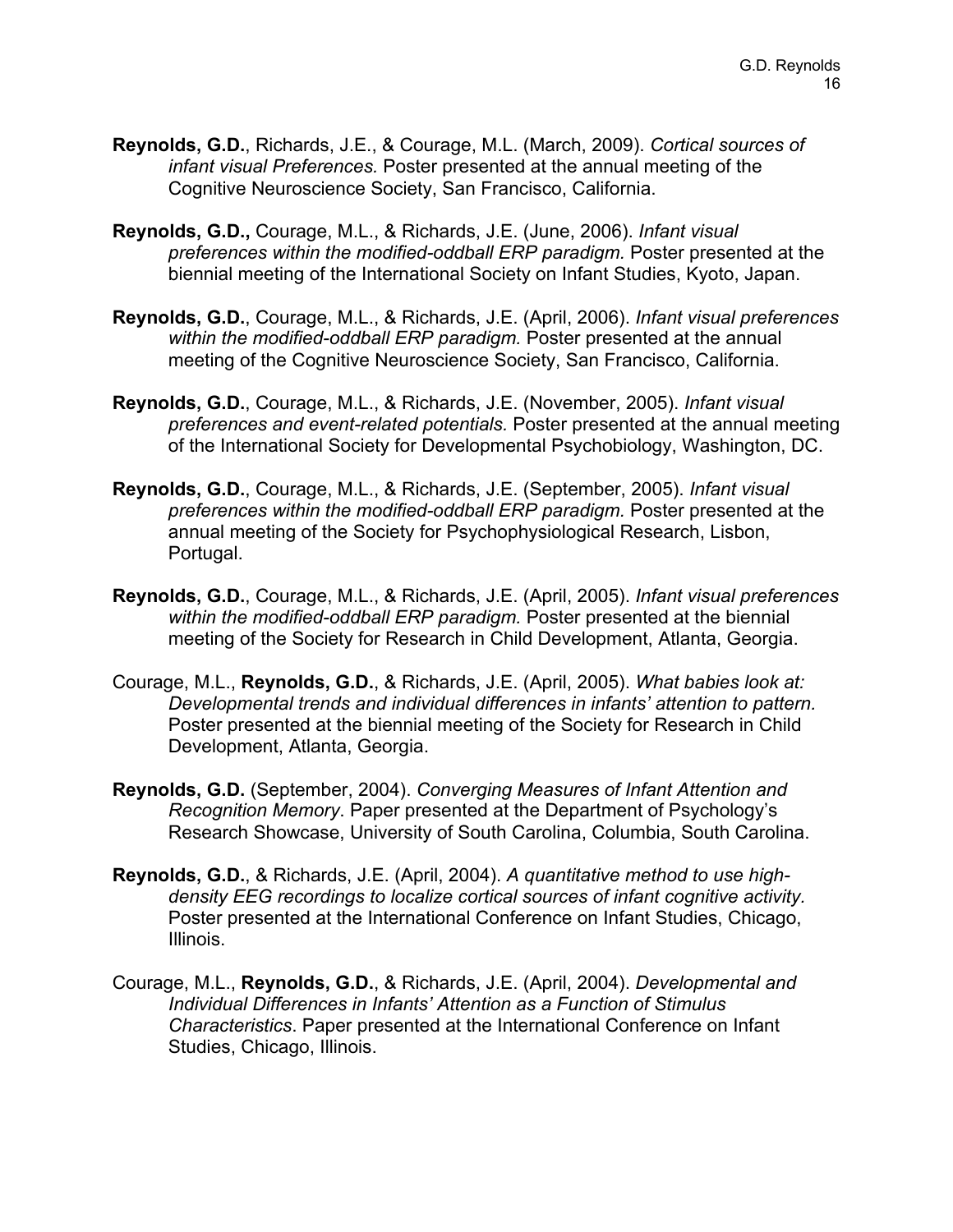**Reynolds, G.D.**, Richards, J.E., & Courage, M.L. (March, 2009). *Cortical sources of infant visual Preferences.* Poster presented at the annual meeting of the Cognitive Neuroscience Society, San Francisco, California.

**Reynolds, G.D.,** Courage, M.L., & Richards, J.E. (June, 2006). *Infant visual preferences within the modified-oddball ERP paradigm.* Poster presented at the biennial meeting of the International Society on Infant Studies, Kyoto, Japan.

**Reynolds, G.D.**, Courage, M.L., & Richards, J.E. (April, 2006). *Infant visual preferences within the modified-oddball ERP paradigm.* Poster presented at the annual meeting of the Cognitive Neuroscience Society, San Francisco, California.

**Reynolds, G.D.**, Courage, M.L., & Richards, J.E. (November, 2005). *Infant visual preferences and event-related potentials.* Poster presented at the annual meeting of the International Society for Developmental Psychobiology, Washington, DC.

**Reynolds, G.D.**, Courage, M.L., & Richards, J.E. (September, 2005). *Infant visual preferences within the modified-oddball ERP paradigm.* Poster presented at the annual meeting of the Society for Psychophysiological Research, Lisbon, Portugal.

**Reynolds, G.D.**, Courage, M.L., & Richards, J.E. (April, 2005). *Infant visual preferences within the modified-oddball ERP paradigm.* Poster presented at the biennial meeting of the Society for Research in Child Development, Atlanta, Georgia.

Courage, M.L., **Reynolds, G.D.**, & Richards, J.E. (April, 2005). *What babies look at: Developmental trends and individual differences in infants' attention to pattern.* Poster presented at the biennial meeting of the Society for Research in Child Development, Atlanta, Georgia.

**Reynolds, G.D.** (September, 2004). *Converging Measures of Infant Attention and Recognition Memory*. Paper presented at the Department of Psychology's Research Showcase, University of South Carolina, Columbia, South Carolina.

**Reynolds, G.D.**, & Richards, J.E. (April, 2004). *A quantitative method to use high-density EEG recordings to localize cortical sources of infant cognitive activity.* Poster presented at the International Conference on Infant Studies, Chicago, Illinois.

Courage, M.L., **Reynolds, G.D.**, & Richards, J.E. (April, 2004). *Developmental and Individual Differences in Infants' Attention as a Function of Stimulus Characteristics*. Paper presented at the International Conference on Infant Studies, Chicago, Illinois.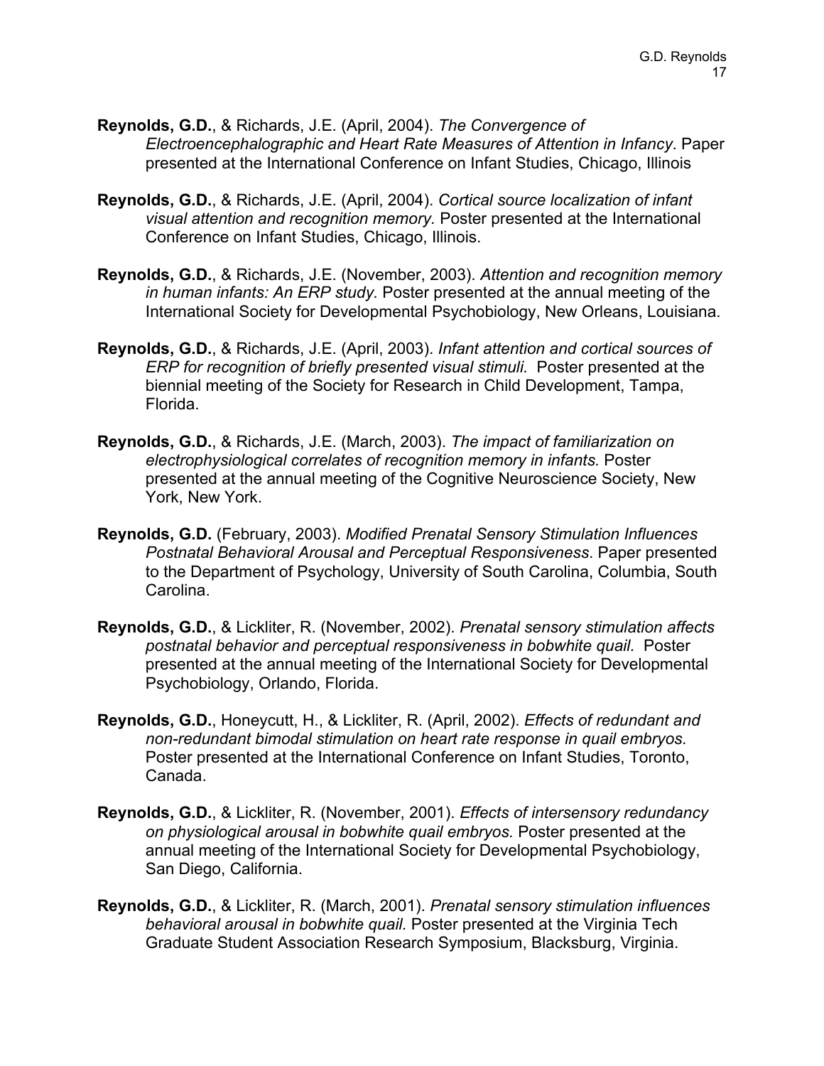**Reynolds, G.D.**, & Richards, J.E. (April, 2004). *The Convergence of Electroencephalographic and Heart Rate Measures of Attention in Infancy*. Paper presented at the International Conference on Infant Studies, Chicago, Illinois

**Reynolds, G.D.**, & Richards, J.E. (April, 2004). *Cortical source localization of infant visual attention and recognition memory.* Poster presented at the International Conference on Infant Studies, Chicago, Illinois.

**Reynolds, G.D.**, & Richards, J.E. (November, 2003). *Attention and recognition memory in human infants: An ERP study.* Poster presented at the annual meeting of the International Society for Developmental Psychobiology, New Orleans, Louisiana.

**Reynolds, G.D.**, & Richards, J.E. (April, 2003). *Infant attention and cortical sources of ERP for recognition of briefly presented visual stimuli.* Poster presented at the biennial meeting of the Society for Research in Child Development, Tampa, Florida.

**Reynolds, G.D.**, & Richards, J.E. (March, 2003). *The impact of familiarization on electrophysiological correlates of recognition memory in infants.* Poster presented at the annual meeting of the Cognitive Neuroscience Society, New York, New York.

**Reynolds, G.D.** (February, 2003). *Modified Prenatal Sensory Stimulation Influences Postnatal Behavioral Arousal and Perceptual Responsiveness*. Paper presented to the Department of Psychology, University of South Carolina, Columbia, South Carolina.

**Reynolds, G.D.**, & Lickliter, R. (November, 2002). *Prenatal sensory stimulation affects postnatal behavior and perceptual responsiveness in bobwhite quail.* Poster presented at the annual meeting of the International Society for Developmental Psychobiology, Orlando, Florida.

**Reynolds, G.D.**, Honeycutt, H., & Lickliter, R. (April, 2002). *Effects of redundant and non-redundant bimodal stimulation on heart rate response in quail embryos.* Poster presented at the International Conference on Infant Studies, Toronto, Canada.

**Reynolds, G.D.**, & Lickliter, R. (November, 2001). *Effects of intersensory redundancy on physiological arousal in bobwhite quail embryos.* Poster presented at the annual meeting of the International Society for Developmental Psychobiology, San Diego, California.

**Reynolds, G.D.**, & Lickliter, R. (March, 2001). *Prenatal sensory stimulation influences behavioral arousal in bobwhite quail.* Poster presented at the Virginia Tech Graduate Student Association Research Symposium, Blacksburg, Virginia.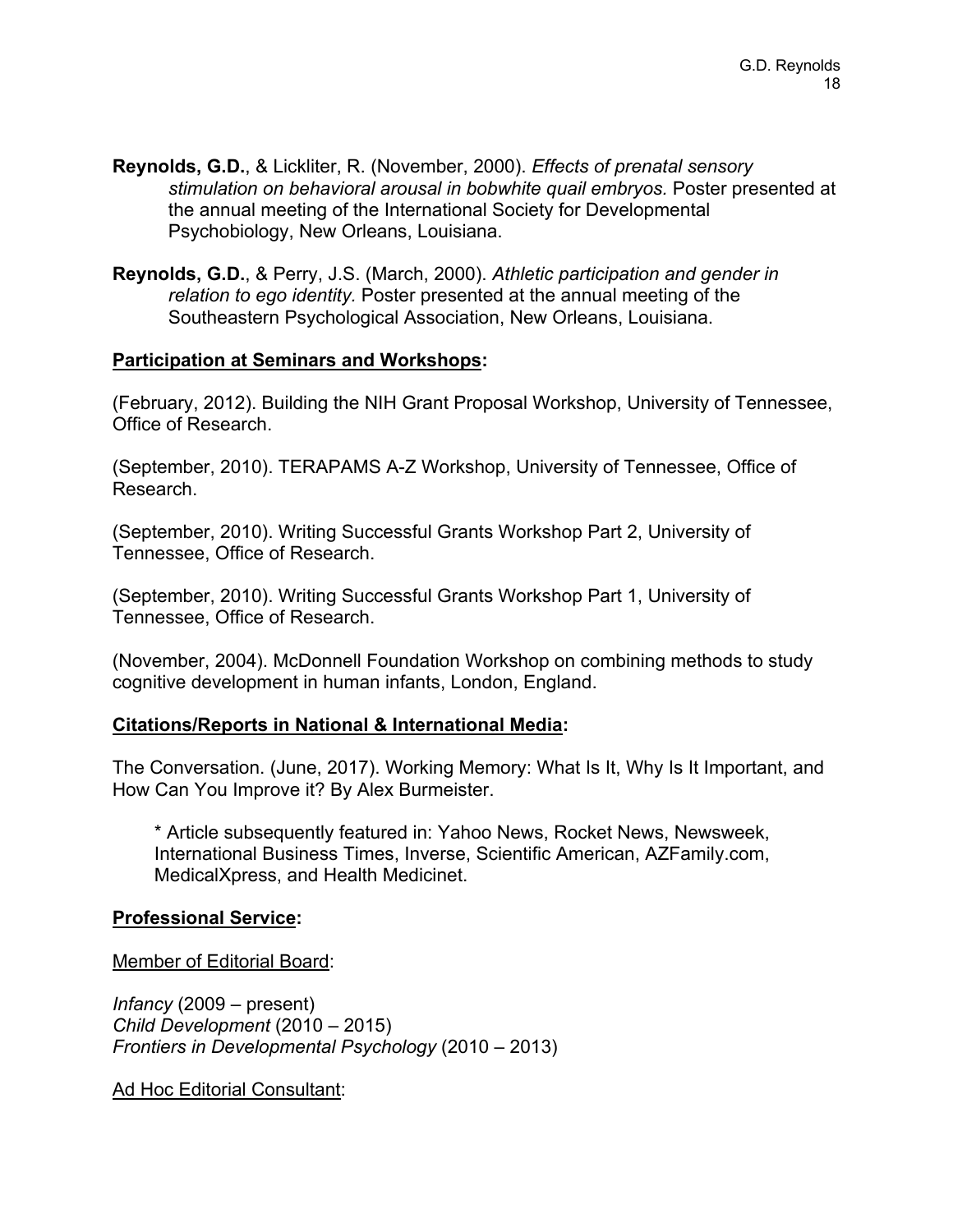**Reynolds, G.D.**, & Lickliter, R. (November, 2000). *Effects of prenatal sensory stimulation on behavioral arousal in bobwhite quail embryos.* Poster presented at the annual meeting of the International Society for Developmental Psychobiology, New Orleans, Louisiana.

**Reynolds, G.D.**, & Perry, J.S. (March, 2000). *Athletic participation and gender in relation to ego identity.* Poster presented at the annual meeting of the Southeastern Psychological Association, New Orleans, Louisiana.

## Participation at Seminars and Workshops:

(February, 2012). Building the NIH Grant Proposal Workshop, University of Tennessee, Office of Research.

(September, 2010). TERAPAMS A-Z Workshop, University of Tennessee, Office of Research.

(September, 2010). Writing Successful Grants Workshop Part 2, University of Tennessee, Office of Research.

(September, 2010). Writing Successful Grants Workshop Part 1, University of Tennessee, Office of Research.

(November, 2004). McDonnell Foundation Workshop on combining methods to study cognitive development in human infants, London, England.

## Citations/Reports in National & International Media:

The Conversation. (June, 2017). Working Memory: What Is It, Why Is It Important, and How Can You Improve it? By Alex Burmeister.

> * Article subsequently featured in: Yahoo News, Rocket News, Newsweek, International Business Times, Inverse, Scientific American, AZFamily.com, MedicalXpress, and Health Medicinet.

## Professional Service:

### Member of Editorial Board:

*Infancy* (2009 – present)
*Child Development* (2010 – 2015)
*Frontiers in Developmental Psychology* (2010 – 2013)

### Ad Hoc Editorial Consultant: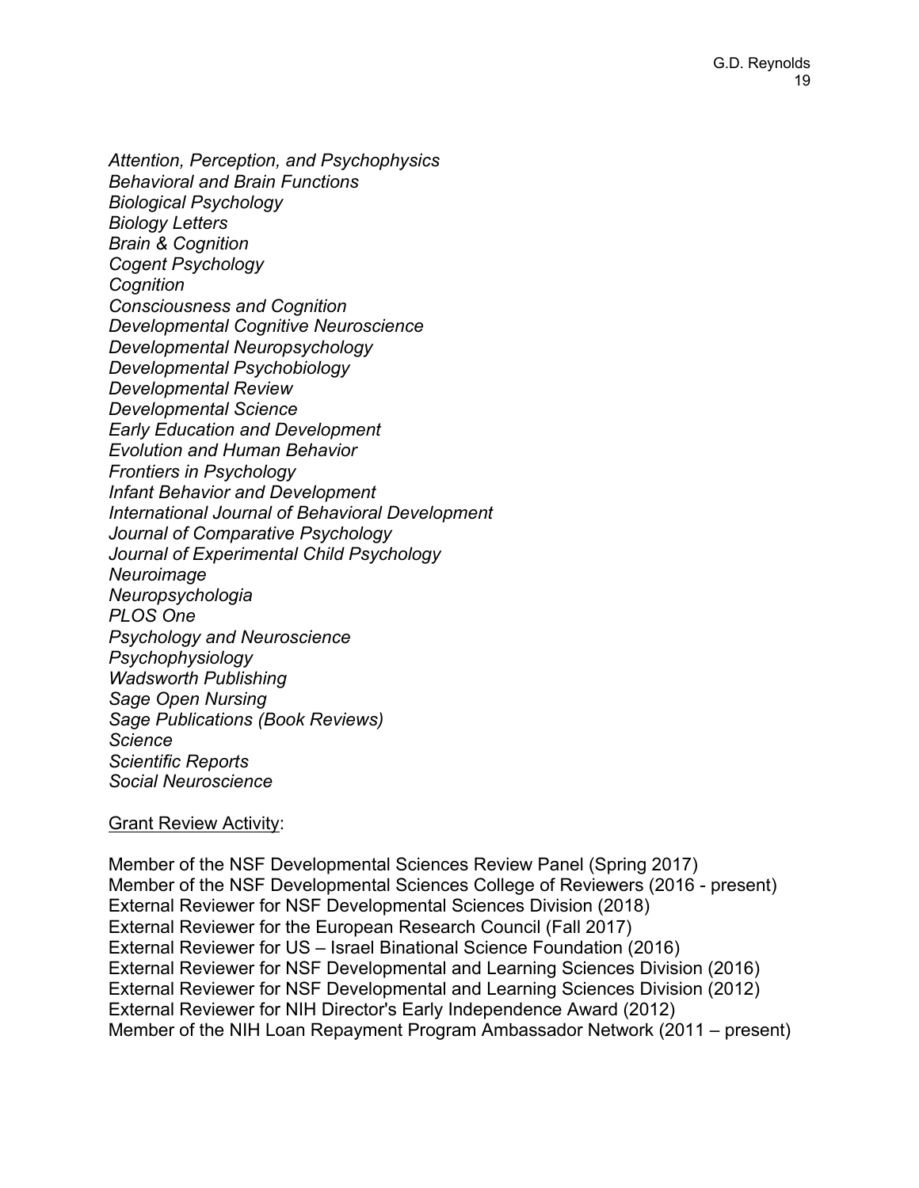*Attention, Perception, and Psychophysics*
*Behavioral and Brain Functions*
*Biological Psychology*
*Biology Letters*
*Brain & Cognition*
*Cogent Psychology*
*Cognition*
*Consciousness and Cognition*
*Developmental Cognitive Neuroscience*
*Developmental Neuropsychology*
*Developmental Psychobiology*
*Developmental Review*
*Developmental Science*
*Early Education and Development*
*Evolution and Human Behavior*
*Frontiers in Psychology*
*Infant Behavior and Development*
*International Journal of Behavioral Development*
*Journal of Comparative Psychology*
*Journal of Experimental Child Psychology*
*Neuroimage*
*Neuropsychologia*
*PLOS One*
*Psychology and Neuroscience*
*Psychophysiology*
*Wadsworth Publishing*
*Sage Open Nursing*
*Sage Publications (Book Reviews)*
*Science*
*Scientific Reports*
*Social Neuroscience*

<u>Grant Review Activity</u>:

Member of the NSF Developmental Sciences Review Panel (Spring 2017)
Member of the NSF Developmental Sciences College of Reviewers (2016 - present)
External Reviewer for NSF Developmental Sciences Division (2018)
External Reviewer for the European Research Council (Fall 2017)
External Reviewer for US – Israel Binational Science Foundation (2016)
External Reviewer for NSF Developmental and Learning Sciences Division (2016)
External Reviewer for NSF Developmental and Learning Sciences Division (2012)
External Reviewer for NIH Director's Early Independence Award (2012)
Member of the NIH Loan Repayment Program Ambassador Network (2011 – present)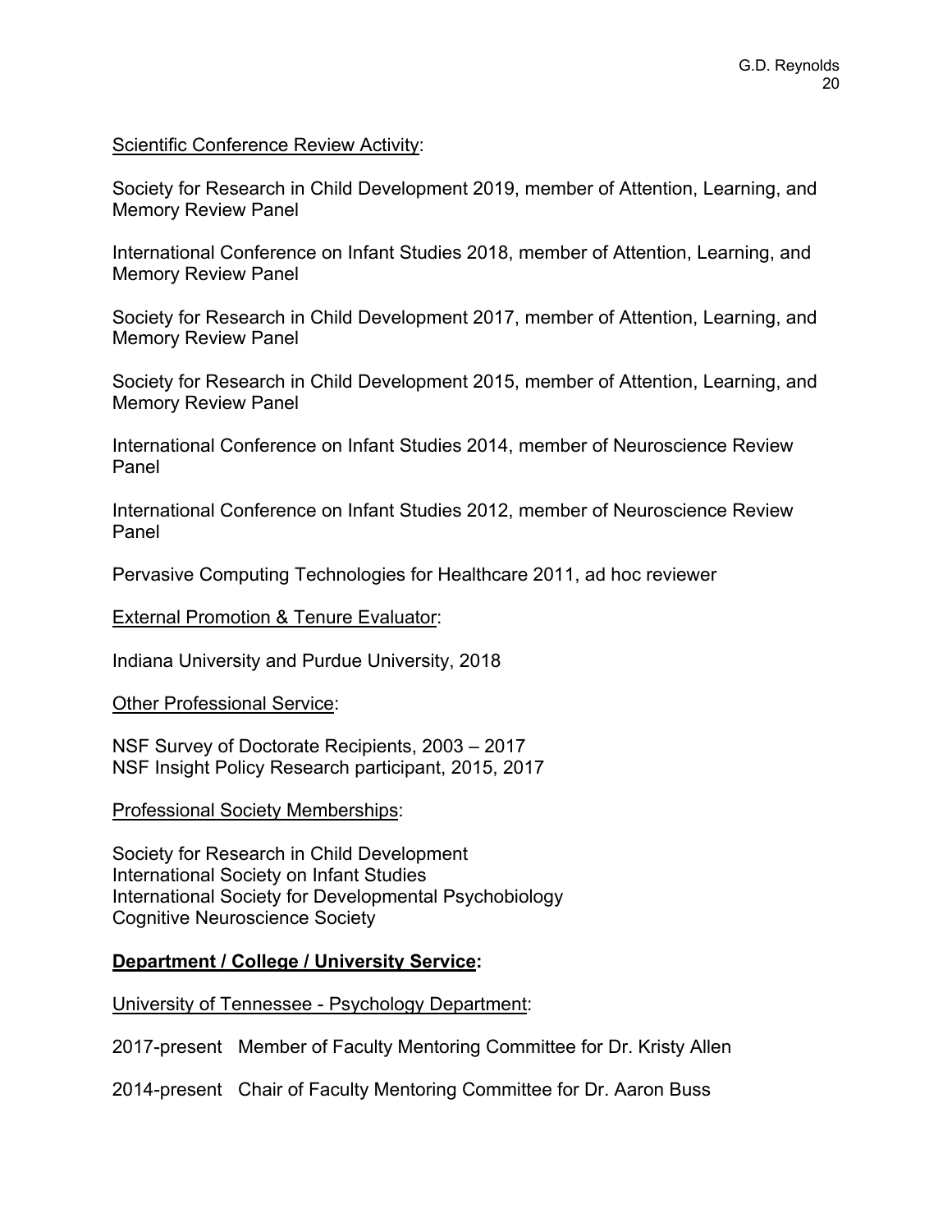<u>Scientific Conference Review Activity</u>:

Society for Research in Child Development 2019, member of Attention, Learning, and Memory Review Panel

International Conference on Infant Studies 2018, member of Attention, Learning, and Memory Review Panel

Society for Research in Child Development 2017, member of Attention, Learning, and Memory Review Panel

Society for Research in Child Development 2015, member of Attention, Learning, and Memory Review Panel

International Conference on Infant Studies 2014, member of Neuroscience Review Panel

International Conference on Infant Studies 2012, member of Neuroscience Review Panel

Pervasive Computing Technologies for Healthcare 2011, ad hoc reviewer

<u>External Promotion & Tenure Evaluator</u>:

Indiana University and Purdue University, 2018

<u>Other Professional Service</u>:

NSF Survey of Doctorate Recipients, 2003 – 2017
NSF Insight Policy Research participant, 2015, 2017

<u>Professional Society Memberships</u>:

Society for Research in Child Development
International Society on Infant Studies
International Society for Developmental Psychobiology
Cognitive Neuroscience Society

**<u>Department / College / University Service</u>:**

<u>University of Tennessee - Psychology Department</u>:

2017-present Member of Faculty Mentoring Committee for Dr. Kristy Allen

2014-present Chair of Faculty Mentoring Committee for Dr. Aaron Buss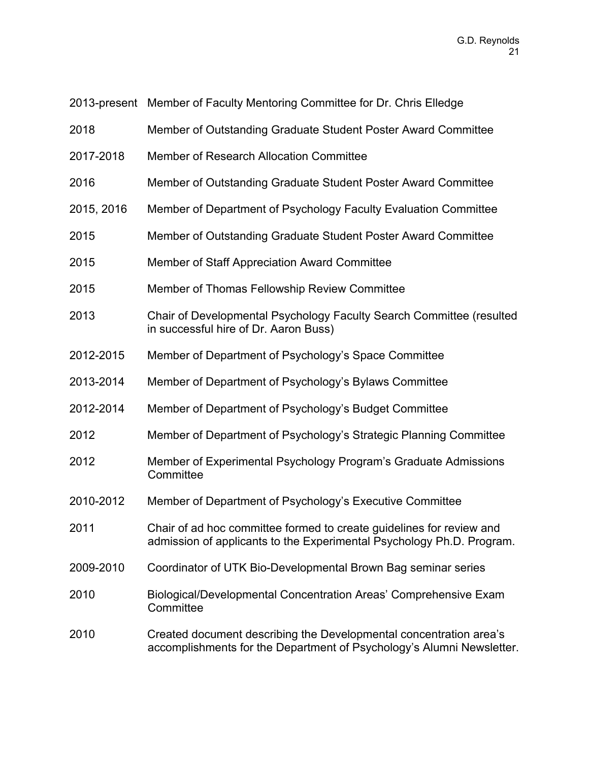| | |
|---|---|
| 2013-present | Member of Faculty Mentoring Committee for Dr. Chris Elledge |
| 2018 | Member of Outstanding Graduate Student Poster Award Committee |
| 2017-2018 | Member of Research Allocation Committee |
| 2016 | Member of Outstanding Graduate Student Poster Award Committee |
| 2015, 2016 | Member of Department of Psychology Faculty Evaluation Committee |
| 2015 | Member of Outstanding Graduate Student Poster Award Committee |
| 2015 | Member of Staff Appreciation Award Committee |
| 2015 | Member of Thomas Fellowship Review Committee |
| 2013 | Chair of Developmental Psychology Faculty Search Committee (resulted in successful hire of Dr. Aaron Buss) |
| 2012-2015 | Member of Department of Psychology's Space Committee |
| 2013-2014 | Member of Department of Psychology's Bylaws Committee |
| 2012-2014 | Member of Department of Psychology's Budget Committee |
| 2012 | Member of Department of Psychology's Strategic Planning Committee |
| 2012 | Member of Experimental Psychology Program's Graduate Admissions Committee |
| 2010-2012 | Member of Department of Psychology's Executive Committee |
| 2011 | Chair of ad hoc committee formed to create guidelines for review and admission of applicants to the Experimental Psychology Ph.D. Program. |
| 2009-2010 | Coordinator of UTK Bio-Developmental Brown Bag seminar series |
| 2010 | Biological/Developmental Concentration Areas' Comprehensive Exam Committee |
| 2010 | Created document describing the Developmental concentration area's accomplishments for the Department of Psychology's Alumni Newsletter. |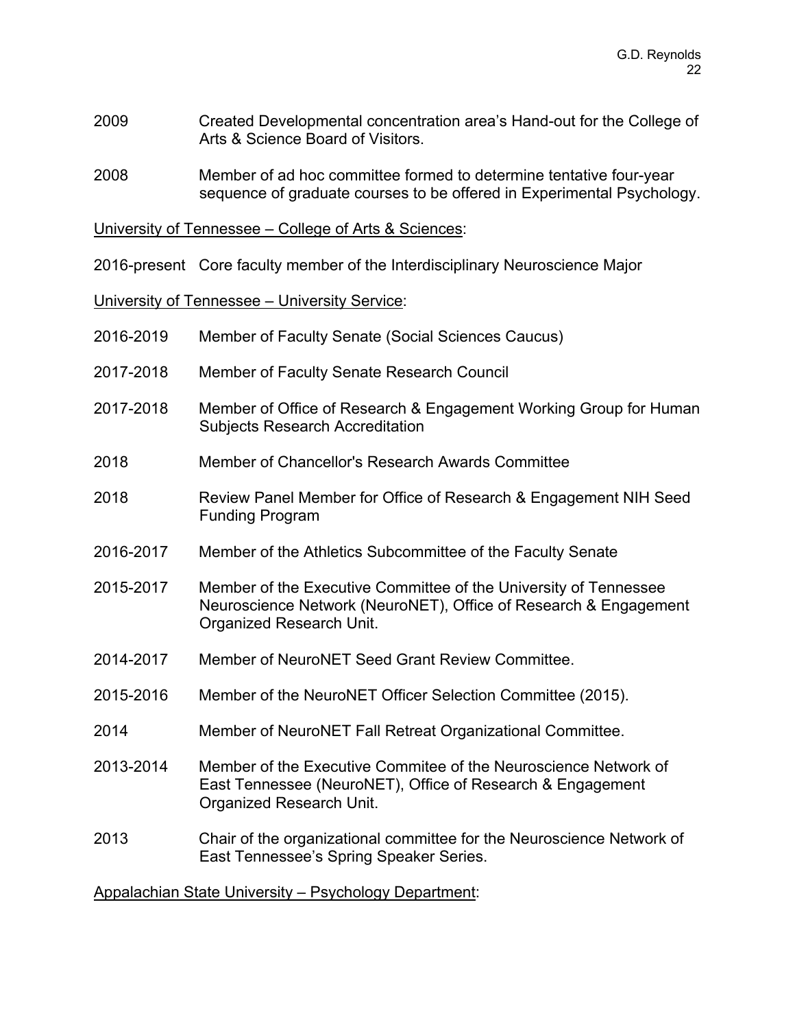2009 Created Developmental concentration area's Hand-out for the College of Arts & Science Board of Visitors.

2008 Member of ad hoc committee formed to determine tentative four-year sequence of graduate courses to be offered in Experimental Psychology.

<u>University of Tennessee – College of Arts & Sciences</u>:

2016-present Core faculty member of the Interdisciplinary Neuroscience Major

<u>University of Tennessee – University Service</u>:

2016-2019 Member of Faculty Senate (Social Sciences Caucus)

2017-2018 Member of Faculty Senate Research Council

2017-2018 Member of Office of Research & Engagement Working Group for Human Subjects Research Accreditation

2018 Member of Chancellor's Research Awards Committee

2018 Review Panel Member for Office of Research & Engagement NIH Seed Funding Program

2016-2017 Member of the Athletics Subcommittee of the Faculty Senate

2015-2017 Member of the Executive Committee of the University of Tennessee Neuroscience Network (NeuroNET), Office of Research & Engagement Organized Research Unit.

2014-2017 Member of NeuroNET Seed Grant Review Committee.

2015-2016 Member of the NeuroNET Officer Selection Committee (2015).

2014 Member of NeuroNET Fall Retreat Organizational Committee.

2013-2014 Member of the Executive Commitee of the Neuroscience Network of East Tennessee (NeuroNET), Office of Research & Engagement Organized Research Unit.

2013 Chair of the organizational committee for the Neuroscience Network of East Tennessee's Spring Speaker Series.

<u>Appalachian State University – Psychology Department</u>: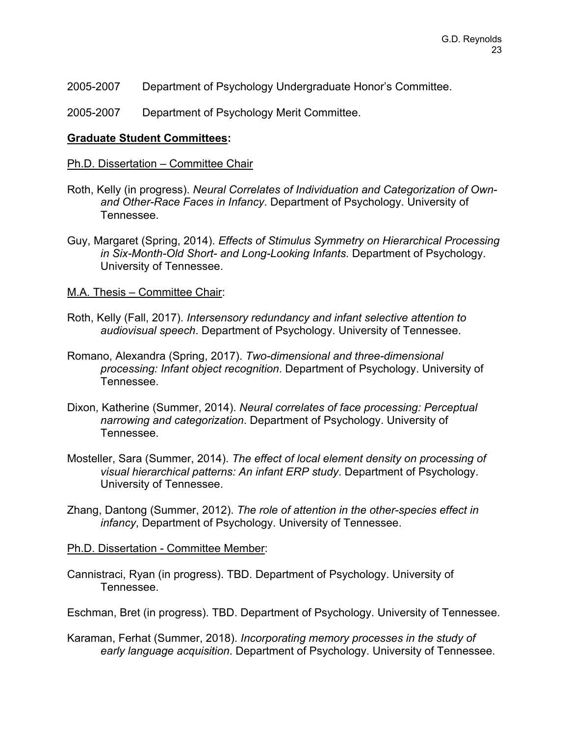2005-2007 Department of Psychology Undergraduate Honor's Committee.

2005-2007 Department of Psychology Merit Committee.

**Graduate Student Committees:**

Ph.D. Dissertation – Committee Chair

Roth, Kelly (in progress). *Neural Correlates of Individuation and Categorization of Own- and Other-Race Faces in Infancy*. Department of Psychology. University of Tennessee.

Guy, Margaret (Spring, 2014). *Effects of Stimulus Symmetry on Hierarchical Processing in Six-Month-Old Short- and Long-Looking Infants.* Department of Psychology. University of Tennessee.

M.A. Thesis – Committee Chair:

Roth, Kelly (Fall, 2017). *Intersensory redundancy and infant selective attention to audiovisual speech*. Department of Psychology. University of Tennessee.

Romano, Alexandra (Spring, 2017). *Two-dimensional and three-dimensional processing: Infant object recognition*. Department of Psychology. University of Tennessee.

Dixon, Katherine (Summer, 2014). *Neural correlates of face processing: Perceptual narrowing and categorization*. Department of Psychology. University of Tennessee.

Mosteller, Sara (Summer, 2014). *The effect of local element density on processing of visual hierarchical patterns: An infant ERP study*. Department of Psychology. University of Tennessee.

Zhang, Dantong (Summer, 2012). *The role of attention in the other-species effect in infancy*, Department of Psychology. University of Tennessee.

Ph.D. Dissertation - Committee Member:

Cannistraci, Ryan (in progress). TBD. Department of Psychology. University of Tennessee.

Eschman, Bret (in progress). TBD. Department of Psychology. University of Tennessee.

Karaman, Ferhat (Summer, 2018). *Incorporating memory processes in the study of early language acquisition*. Department of Psychology. University of Tennessee.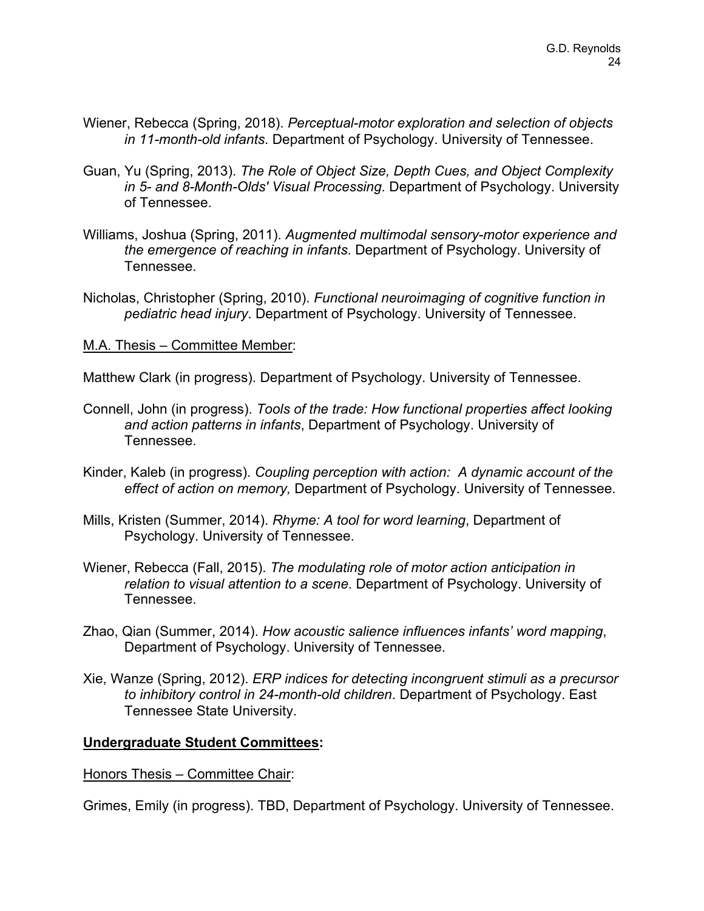Wiener, Rebecca (Spring, 2018). *Perceptual-motor exploration and selection of objects in 11-month-old infants*. Department of Psychology. University of Tennessee.

Guan, Yu (Spring, 2013). *The Role of Object Size, Depth Cues, and Object Complexity in 5- and 8-Month-Olds' Visual Processing*. Department of Psychology. University of Tennessee.

Williams, Joshua (Spring, 2011). *Augmented multimodal sensory-motor experience and the emergence of reaching in infants*. Department of Psychology. University of Tennessee.

Nicholas, Christopher (Spring, 2010). *Functional neuroimaging of cognitive function in pediatric head injury*. Department of Psychology. University of Tennessee.

<u>M.A. Thesis – Committee Member</u>:

Matthew Clark (in progress). Department of Psychology. University of Tennessee.

Connell, John (in progress). *Tools of the trade: How functional properties affect looking and action patterns in infants*, Department of Psychology. University of Tennessee.

Kinder, Kaleb (in progress). *Coupling perception with action: A dynamic account of the effect of action on memory,* Department of Psychology. University of Tennessee.

Mills, Kristen (Summer, 2014). *Rhyme: A tool for word learning*, Department of Psychology. University of Tennessee.

Wiener, Rebecca (Fall, 2015). *The modulating role of motor action anticipation in relation to visual attention to a scene*. Department of Psychology. University of Tennessee.

Zhao, Qian (Summer, 2014). *How acoustic salience influences infants' word mapping*, Department of Psychology. University of Tennessee.

Xie, Wanze (Spring, 2012). *ERP indices for detecting incongruent stimuli as a precursor to inhibitory control in 24-month-old children*. Department of Psychology. East Tennessee State University.

**<u>Undergraduate Student Committees</u>:**

<u>Honors Thesis – Committee Chair</u>:

Grimes, Emily (in progress). TBD, Department of Psychology. University of Tennessee.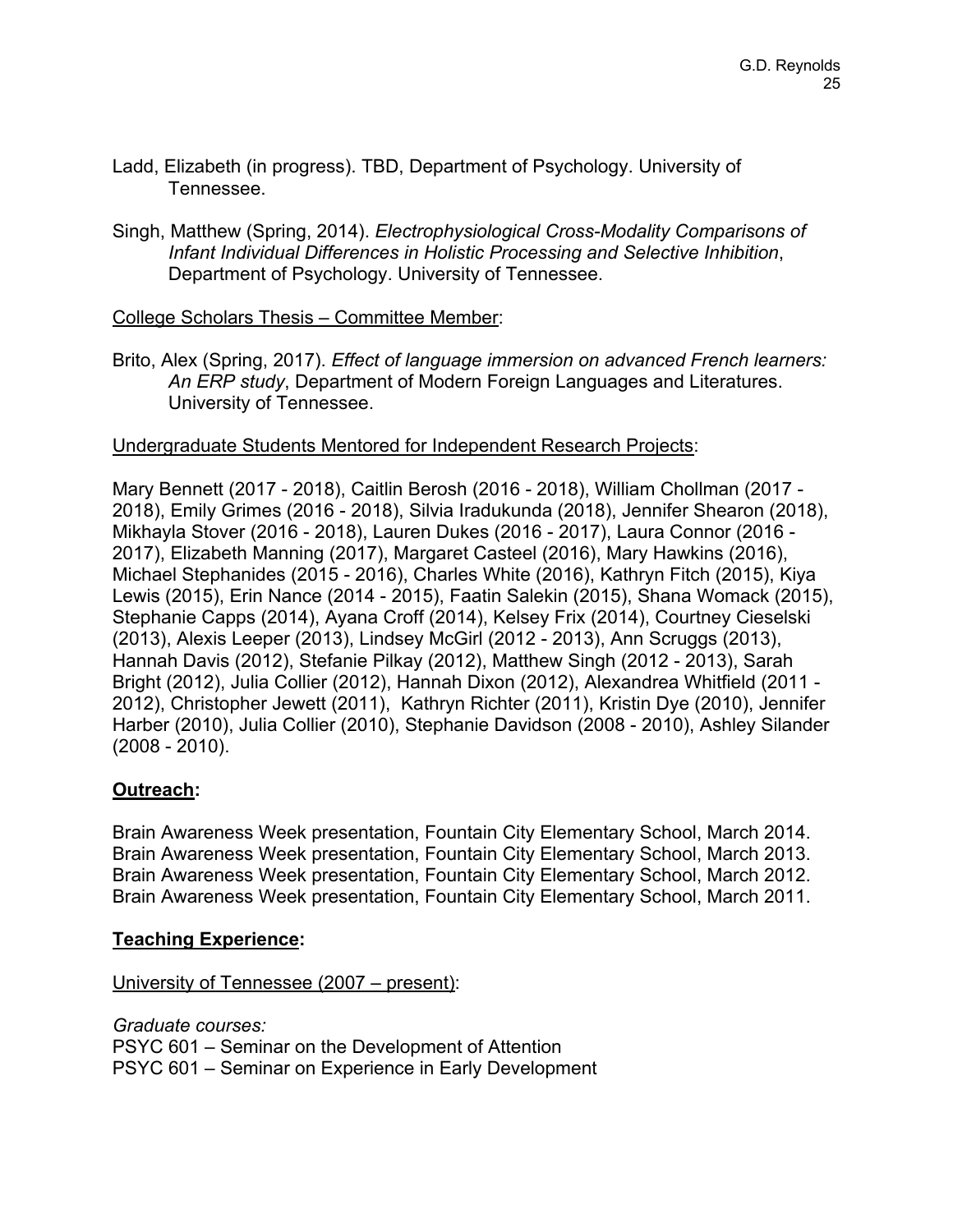Ladd, Elizabeth (in progress). TBD, Department of Psychology. University of Tennessee.

Singh, Matthew (Spring, 2014). *Electrophysiological Cross-Modality Comparisons of Infant Individual Differences in Holistic Processing and Selective Inhibition*, Department of Psychology. University of Tennessee.

<u>College Scholars Thesis – Committee Member</u>:

Brito, Alex (Spring, 2017). *Effect of language immersion on advanced French learners: An ERP study*, Department of Modern Foreign Languages and Literatures. University of Tennessee.

<u>Undergraduate Students Mentored for Independent Research Projects</u>:

Mary Bennett (2017 - 2018), Caitlin Berosh (2016 - 2018), William Chollman (2017 - 2018), Emily Grimes (2016 - 2018), Silvia Iradukunda (2018), Jennifer Shearon (2018), Mikhayla Stover (2016 - 2018), Lauren Dukes (2016 - 2017), Laura Connor (2016 - 2017), Elizabeth Manning (2017), Margaret Casteel (2016), Mary Hawkins (2016), Michael Stephanides (2015 - 2016), Charles White (2016), Kathryn Fitch (2015), Kiya Lewis (2015), Erin Nance (2014 - 2015), Faatin Salekin (2015), Shana Womack (2015), Stephanie Capps (2014), Ayana Croff (2014), Kelsey Frix (2014), Courtney Cieselski (2013), Alexis Leeper (2013), Lindsey McGirl (2012 - 2013), Ann Scruggs (2013), Hannah Davis (2012), Stefanie Pilkay (2012), Matthew Singh (2012 - 2013), Sarah Bright (2012), Julia Collier (2012), Hannah Dixon (2012), Alexandrea Whitfield (2011 - 2012), Christopher Jewett (2011), Kathryn Richter (2011), Kristin Dye (2010), Jennifer Harber (2010), Julia Collier (2010), Stephanie Davidson (2008 - 2010), Ashley Silander (2008 - 2010).

## Outreach:

Brain Awareness Week presentation, Fountain City Elementary School, March 2014.
Brain Awareness Week presentation, Fountain City Elementary School, March 2013.
Brain Awareness Week presentation, Fountain City Elementary School, March 2012.
Brain Awareness Week presentation, Fountain City Elementary School, March 2011.

## Teaching Experience:

<u>University of Tennessee (2007 – present)</u>:

*Graduate courses:*
PSYC 601 – Seminar on the Development of Attention
PSYC 601 – Seminar on Experience in Early Development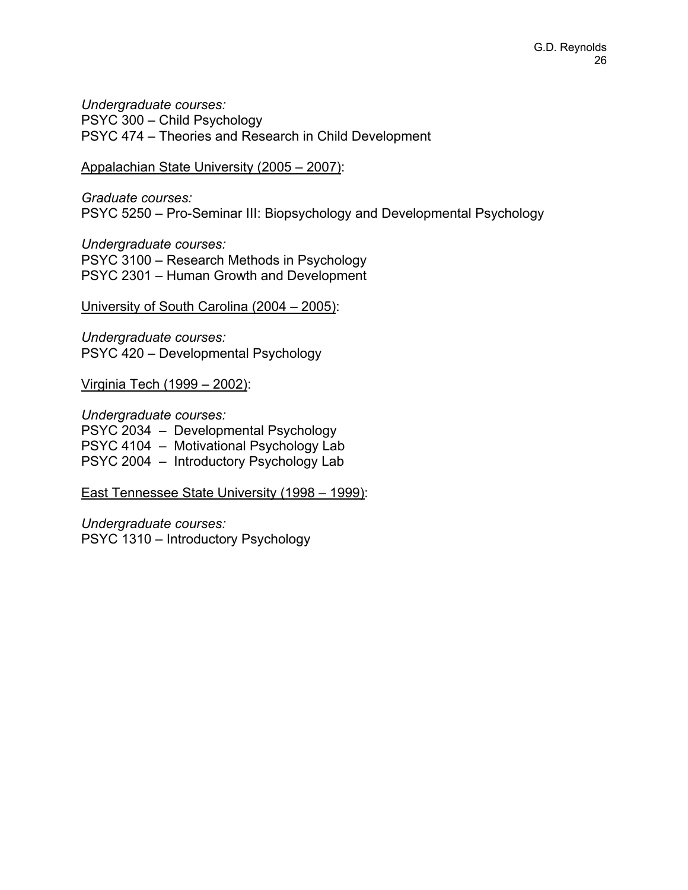*Undergraduate courses:*
PSYC 300 – Child Psychology
PSYC 474 – Theories and Research in Child Development

<u>Appalachian State University (2005 – 2007)</u>:

*Graduate courses:*
PSYC 5250 – Pro-Seminar III: Biopsychology and Developmental Psychology

*Undergraduate courses:*
PSYC 3100 – Research Methods in Psychology
PSYC 2301 – Human Growth and Development

<u>University of South Carolina (2004 – 2005)</u>:

*Undergraduate courses:*
PSYC 420 – Developmental Psychology

<u>Virginia Tech (1999 – 2002)</u>:

*Undergraduate courses:*
PSYC 2034 – Developmental Psychology
PSYC 4104 – Motivational Psychology Lab
PSYC 2004 – Introductory Psychology Lab

<u>East Tennessee State University (1998 – 1999)</u>:

*Undergraduate courses:*
PSYC 1310 – Introductory Psychology